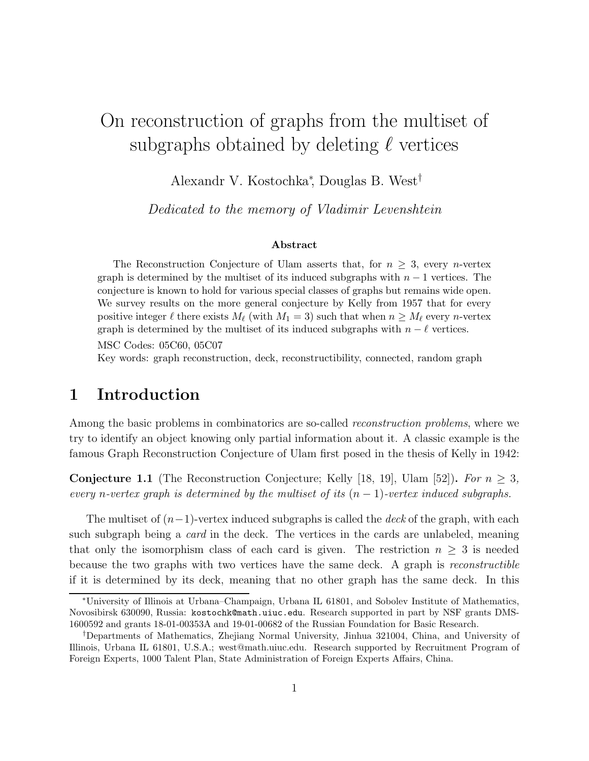# On reconstruction of graphs from the multiset of subgraphs obtained by deleting $\ell$ vertices

Alexandr V. Kostochka[*], Douglas B. West[†]

*Dedicated to the memory of Vladimir Levenshtein*

### Abstract

The Reconstruction Conjecture of Ulam asserts that, for $n \geq 3$, every $n$-vertex graph is determined by the multiset of its induced subgraphs with $n - 1$ vertices. The conjecture is known to hold for various special classes of graphs but remains wide open. We survey results on the more general conjecture by Kelly from 1957 that for every positive integer $\ell$ there exists $M_\ell$ (with $M_1 = 3$) such that when $n \geq M_\ell$ every $n$-vertex graph is determined by the multiset of its induced subgraphs with $n - \ell$ vertices.

MSC Codes: 05C60, 05C07

Key words: graph reconstruction, deck, reconstructibility, connected, random graph

## 1 Introduction

Among the basic problems in combinatorics are so-called *reconstruction problems*, where we try to identify an object knowing only partial information about it. A classic example is the famous Graph Reconstruction Conjecture of Ulam first posed in the thesis of Kelly in 1942:

**Conjecture 1.1** (The Reconstruction Conjecture; Kelly [18, 19], Ulam [52])**.** *For $n \geq 3$, every $n$-vertex graph is determined by the multiset of its $(n - 1)$-vertex induced subgraphs.*

The multiset of $(n-1)$-vertex induced subgraphs is called the *deck* of the graph, with each such subgraph being a *card* in the deck. The vertices in the cards are unlabeled, meaning that only the isomorphism class of each card is given. The restriction $n \geq 3$ is needed because the two graphs with two vertices have the same deck. A graph is *reconstructible* if it is determined by its deck, meaning that no other graph has the same deck. In this

---

[*] University of Illinois at Urbana–Champaign, Urbana IL 61801, and Sobolev Institute of Mathematics, Novosibirsk 630090, Russia: kostochk@math.uiuc.edu. Research supported in part by NSF grants DMS-1600592 and grants 18-01-00353A and 19-01-00682 of the Russian Foundation for Basic Research.

[†] Departments of Mathematics, Zhejiang Normal University, Jinhua 321004, China, and University of Illinois, Urbana IL 61801, U.S.A.; west@math.uiuc.edu. Research supported by Recruitment Program of Foreign Experts, 1000 Talent Plan, State Administration of Foreign Experts Affairs, China.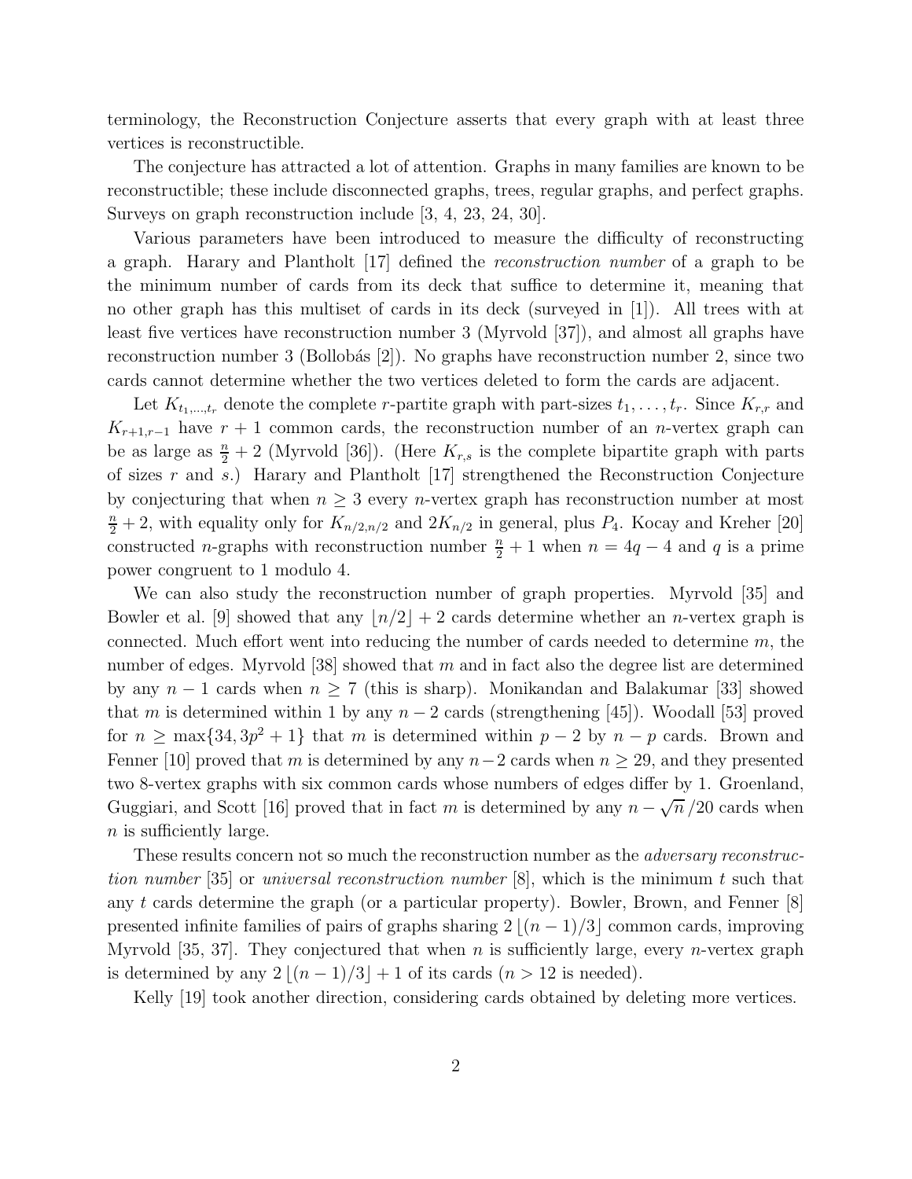terminology, the Reconstruction Conjecture asserts that every graph with at least three vertices is reconstructible.

The conjecture has attracted a lot of attention. Graphs in many families are known to be reconstructible; these include disconnected graphs, trees, regular graphs, and perfect graphs. Surveys on graph reconstruction include [3, 4, 23, 24, 30].

Various parameters have been introduced to measure the difficulty of reconstructing a graph. Harary and Plantholt [17] defined the *reconstruction number* of a graph to be the minimum number of cards from its deck that suffice to determine it, meaning that no other graph has this multiset of cards in its deck (surveyed in [1]). All trees with at least five vertices have reconstruction number 3 (Myrvold [37]), and almost all graphs have reconstruction number 3 (Bollobás [2]). No graphs have reconstruction number 2, since two cards cannot determine whether the two vertices deleted to form the cards are adjacent.

Let $K_{t_1,\dots,t_r}$ denote the complete $r$-partite graph with part-sizes $t_1,\dots,t_r$. Since $K_{r,r}$ and $K_{r+1,r-1}$ have $r+1$ common cards, the reconstruction number of an $n$-vertex graph can be as large as $\frac{n}{2}+2$ (Myrvold [36]). (Here $K_{r,s}$ is the complete bipartite graph with parts of sizes $r$ and $s$.) Harary and Plantholt [17] strengthened the Reconstruction Conjecture by conjecturing that when $n \ge 3$ every $n$-vertex graph has reconstruction number at most $\frac{n}{2}+2$, with equality only for $K_{n/2,n/2}$ and $2K_{n/2}$ in general, plus $P_4$. Kocay and Kreher [20] constructed $n$-graphs with reconstruction number $\frac{n}{2}+1$ when $n = 4q-4$ and $q$ is a prime power congruent to 1 modulo 4.

We can also study the reconstruction number of graph properties. Myrvold [35] and Bowler et al. [9] showed that any $\lfloor n/2 \rfloor + 2$ cards determine whether an $n$-vertex graph is connected. Much effort went into reducing the number of cards needed to determine $m$, the number of edges. Myrvold [38] showed that $m$ and in fact also the degree list are determined by any $n-1$ cards when $n \ge 7$ (this is sharp). Monikandan and Balakumar [33] showed that $m$ is determined within 1 by any $n-2$ cards (strengthening [45]). Woodall [53] proved for $n \ge \max\{34, 3p^2+1\}$ that $m$ is determined within $p-2$ by $n-p$ cards. Brown and Fenner [10] proved that $m$ is determined by any $n-2$ cards when $n \ge 29$, and they presented two 8-vertex graphs with six common cards whose numbers of edges differ by 1. Groenland, Guggiari, and Scott [16] proved that in fact $m$ is determined by any $n - \sqrt{n}/20$ cards when $n$ is sufficiently large.

These results concern not so much the reconstruction number as the *adversary reconstruction number* [35] or *universal reconstruction number* [8], which is the minimum $t$ such that any $t$ cards determine the graph (or a particular property). Bowler, Brown, and Fenner [8] presented infinite families of pairs of graphs sharing $2\lfloor (n-1)/3 \rfloor$ common cards, improving Myrvold [35, 37]. They conjectured that when $n$ is sufficiently large, every $n$-vertex graph is determined by any $2\lfloor (n-1)/3 \rfloor + 1$ of its cards ($n > 12$ is needed).

Kelly [19] took another direction, considering cards obtained by deleting more vertices.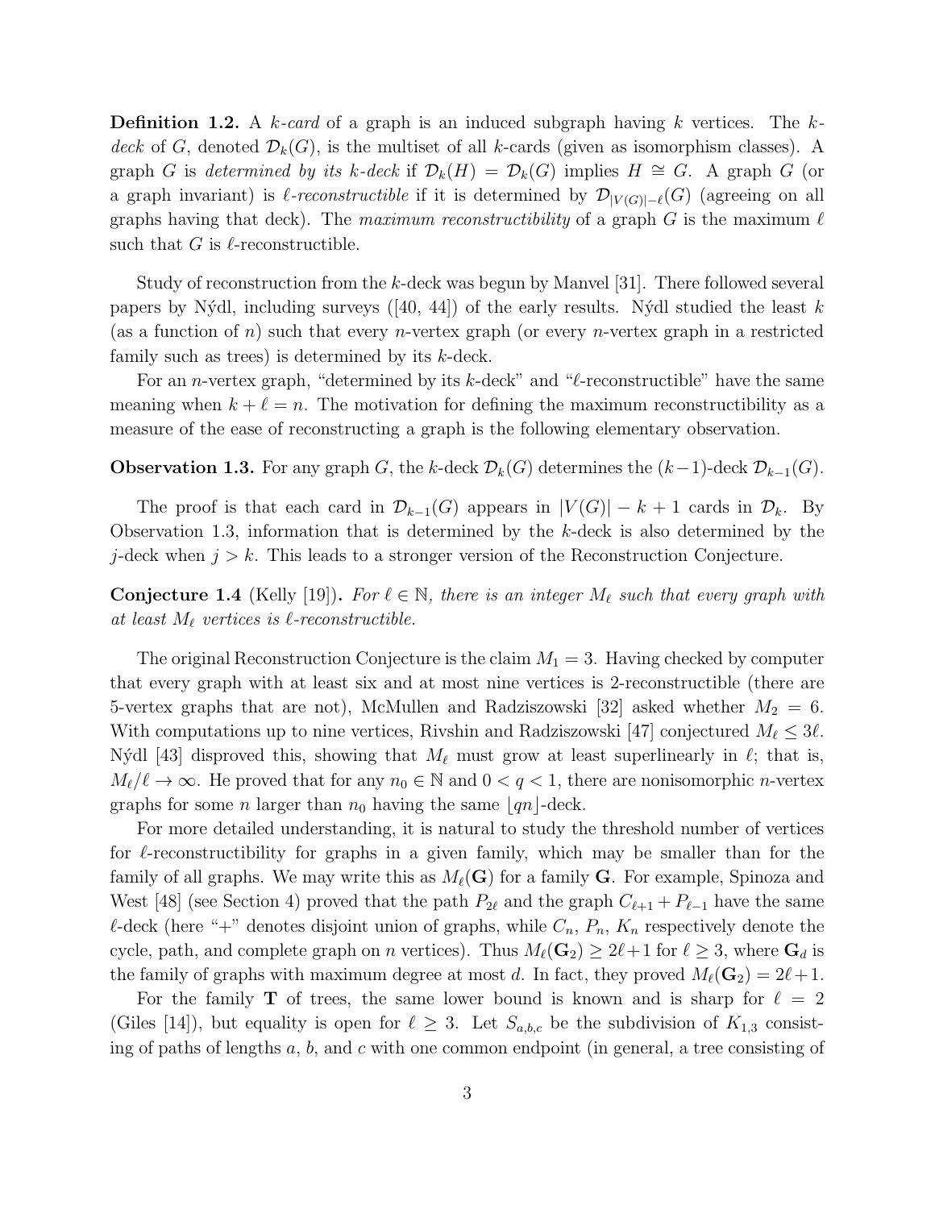**Definition 1.2.** A *k-card* of a graph is an induced subgraph having $k$ vertices. The *k-deck* of $G$, denoted $\mathcal{D}_k(G)$, is the multiset of all $k$-cards (given as isomorphism classes). A graph $G$ is *determined by its k-deck* if $\mathcal{D}_k(H) = \mathcal{D}_k(G)$ implies $H \cong G$. A graph $G$ (or a graph invariant) is *$\ell$-reconstructible* if it is determined by $\mathcal{D}_{|V(G)|-\ell}(G)$ (agreeing on all graphs having that deck). The *maximum reconstructibility* of a graph $G$ is the maximum $\ell$ such that $G$ is $\ell$-reconstructible.

Study of reconstruction from the $k$-deck was begun by Manvel [31]. There followed several papers by Nýdl, including surveys ([40, 44]) of the early results. Nýdl studied the least $k$ (as a function of $n$) such that every $n$-vertex graph (or every $n$-vertex graph in a restricted family such as trees) is determined by its $k$-deck.

For an $n$-vertex graph, "determined by its $k$-deck" and "$\ell$-reconstructible" have the same meaning when $k + \ell = n$. The motivation for defining the maximum reconstructibility as a measure of the ease of reconstructing a graph is the following elementary observation.

**Observation 1.3.** For any graph $G$, the $k$-deck $\mathcal{D}_k(G)$ determines the $(k-1)$-deck $\mathcal{D}_{k-1}(G)$.

The proof is that each card in $\mathcal{D}_{k-1}(G)$ appears in $|V(G)| - k + 1$ cards in $\mathcal{D}_k$. By Observation 1.3, information that is determined by the $k$-deck is also determined by the $j$-deck when $j > k$. This leads to a stronger version of the Reconstruction Conjecture.

**Conjecture 1.4** (Kelly [19])**.** *For $\ell \in \mathbb{N}$, there is an integer $M_\ell$ such that every graph with at least $M_\ell$ vertices is $\ell$-reconstructible.*

The original Reconstruction Conjecture is the claim $M_1 = 3$. Having checked by computer that every graph with at least six and at most nine vertices is 2-reconstructible (there are 5-vertex graphs that are not), McMullen and Radziszowski [32] asked whether $M_2 = 6$. With computations up to nine vertices, Rivshin and Radziszowski [47] conjectured $M_\ell \le 3\ell$. Nýdl [43] disproved this, showing that $M_\ell$ must grow at least superlinearly in $\ell$; that is, $M_\ell/\ell \to \infty$. He proved that for any $n_0 \in \mathbb{N}$ and $0 < q < 1$, there are nonisomorphic $n$-vertex graphs for some $n$ larger than $n_0$ having the same $\lfloor qn \rfloor$-deck.

For more detailed understanding, it is natural to study the threshold number of vertices for $\ell$-reconstructibility for graphs in a given family, which may be smaller than for the family of all graphs. We may write this as $M_\ell(\mathbf{G})$ for a family $\mathbf{G}$. For example, Spinoza and West [48] (see Section 4) proved that the path $P_{2\ell}$ and the graph $C_{\ell+1} + P_{\ell-1}$ have the same $\ell$-deck (here "+" denotes disjoint union of graphs, while $C_n$, $P_n$, $K_n$ respectively denote the cycle, path, and complete graph on $n$ vertices). Thus $M_\ell(\mathbf{G}_2) \ge 2\ell+1$ for $\ell \ge 3$, where $\mathbf{G}_d$ is the family of graphs with maximum degree at most $d$. In fact, they proved $M_\ell(\mathbf{G}_2) = 2\ell+1$.

For the family $\mathbf{T}$ of trees, the same lower bound is known and is sharp for $\ell = 2$ (Giles [14]), but equality is open for $\ell \ge 3$. Let $S_{a,b,c}$ be the subdivision of $K_{1,3}$ consisting of paths of lengths $a$, $b$, and $c$ with one common endpoint (in general, a tree consisting of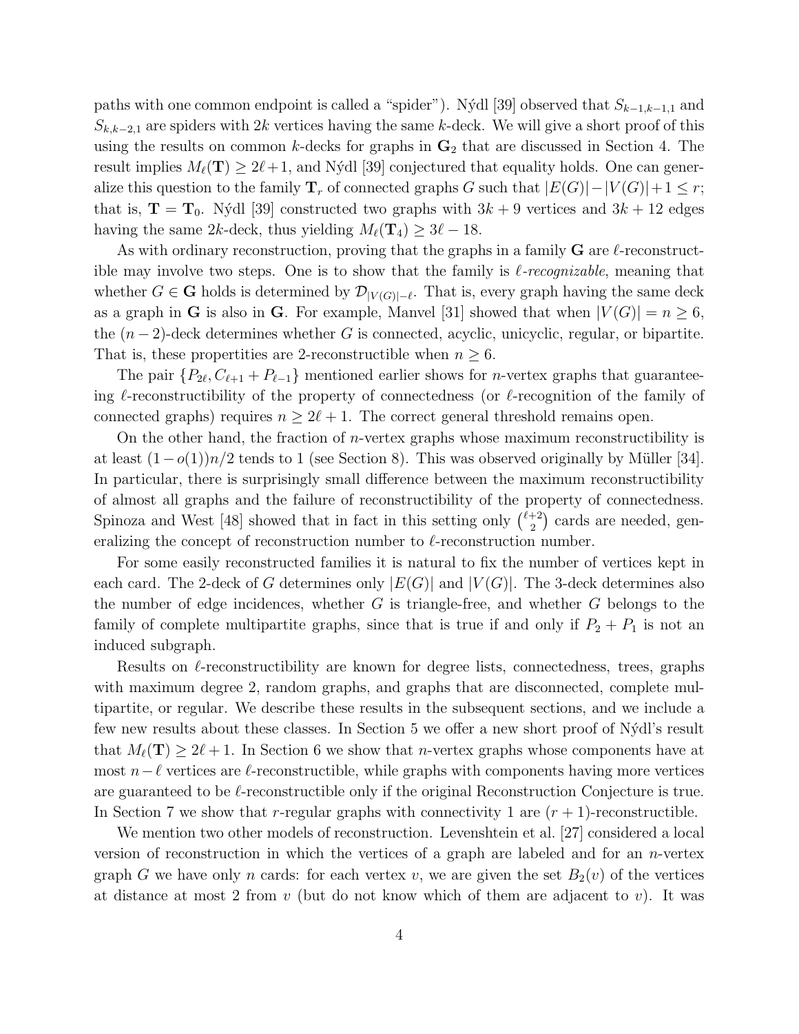paths with one common endpoint is called a "spider"). Nýdl [39] observed that $S_{k-1,k-1,1}$ and $S_{k,k-2,1}$ are spiders with $2k$ vertices having the same $k$-deck. We will give a short proof of this using the results on common $k$-decks for graphs in $\mathbf{G}_2$ that are discussed in Section 4. The result implies $M_\ell(\mathbf{T}) \geq 2\ell+1$, and Nýdl [39] conjectured that equality holds. One can generalize this question to the family $\mathbf{T}_r$ of connected graphs $G$ such that $|E(G)|-|V(G)|+1 \leq r$; that is, $\mathbf{T} = \mathbf{T}_0$. Nýdl [39] constructed two graphs with $3k+9$ vertices and $3k+12$ edges having the same $2k$-deck, thus yielding $M_\ell(\mathbf{T}_4) \geq 3\ell - 18$.

As with ordinary reconstruction, proving that the graphs in a family $\mathbf{G}$ are $\ell$-reconstructible may involve two steps. One is to show that the family is *$\ell$-recognizable*, meaning that whether $G \in \mathbf{G}$ holds is determined by $\mathcal{D}_{|V(G)|-\ell}$. That is, every graph having the same deck as a graph in $\mathbf{G}$ is also in $\mathbf{G}$. For example, Manvel [31] showed that when $|V(G)| = n \geq 6$, the $(n-2)$-deck determines whether $G$ is connected, acyclic, unicyclic, regular, or bipartite. That is, these propertities are 2-reconstructible when $n \geq 6$.

The pair $\{P_{2\ell}, C_{\ell+1}+P_{\ell-1}\}$ mentioned earlier shows for $n$-vertex graphs that guaranteeing $\ell$-reconstructibility of the property of connectedness (or $\ell$-recognition of the family of connected graphs) requires $n \geq 2\ell+1$. The correct general threshold remains open.

On the other hand, the fraction of $n$-vertex graphs whose maximum reconstructibility is at least $(1-o(1))n/2$ tends to 1 (see Section 8). This was observed originally by Müller [34]. In particular, there is surprisingly small difference between the maximum reconstructibility of almost all graphs and the failure of reconstructibility of the property of connectedness. Spinoza and West [48] showed that in fact in this setting only $\binom{\ell+2}{2}$ cards are needed, generalizing the concept of reconstruction number to $\ell$-reconstruction number.

For some easily reconstructed families it is natural to fix the number of vertices kept in each card. The 2-deck of $G$ determines only $|E(G)|$ and $|V(G)|$. The 3-deck determines also the number of edge incidences, whether $G$ is triangle-free, and whether $G$ belongs to the family of complete multipartite graphs, since that is true if and only if $P_2+P_1$ is not an induced subgraph.

Results on $\ell$-reconstructibility are known for degree lists, connectedness, trees, graphs with maximum degree 2, random graphs, and graphs that are disconnected, complete multipartite, or regular. We describe these results in the subsequent sections, and we include a few new results about these classes. In Section 5 we offer a new short proof of Nýdl's result that $M_\ell(\mathbf{T}) \geq 2\ell+1$. In Section 6 we show that $n$-vertex graphs whose components have at most $n-\ell$ vertices are $\ell$-reconstructible, while graphs with components having more vertices are guaranteed to be $\ell$-reconstructible only if the original Reconstruction Conjecture is true. In Section 7 we show that $r$-regular graphs with connectivity 1 are $(r+1)$-reconstructible.

We mention two other models of reconstruction. Levenshtein et al. [27] considered a local version of reconstruction in which the vertices of a graph are labeled and for an $n$-vertex graph $G$ we have only $n$ cards: for each vertex $v$, we are given the set $B_2(v)$ of the vertices at distance at most 2 from $v$ (but do not know which of them are adjacent to $v$). It was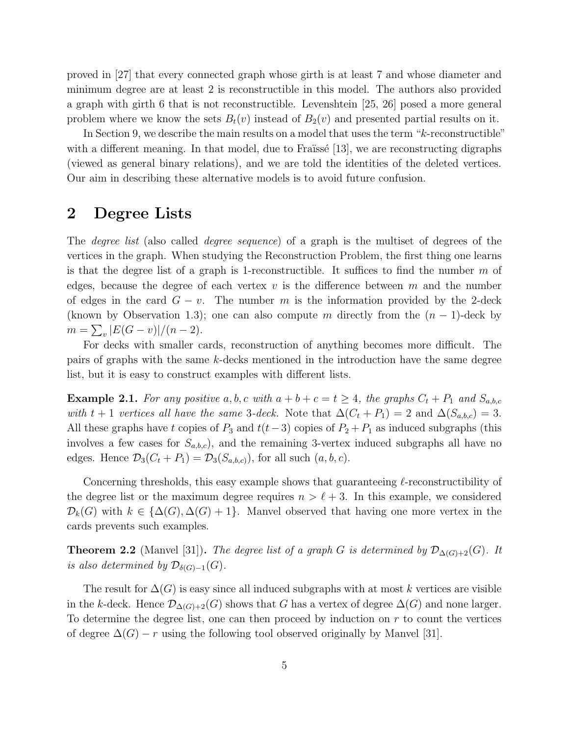proved in [27] that every connected graph whose girth is at least 7 and whose diameter and minimum degree are at least 2 is reconstructible in this model. The authors also provided a graph with girth 6 that is not reconstructible. Levenshtein [25, 26] posed a more general problem where we know the sets $B_t(v)$ instead of $B_2(v)$ and presented partial results on it.

In Section 9, we describe the main results on a model that uses the term "$k$-reconstructible" with a different meaning. In that model, due to Fraïssé [13], we are reconstructing digraphs (viewed as general binary relations), and we are told the identities of the deleted vertices. Our aim in describing these alternative models is to avoid future confusion.

## 2 Degree Lists

The *degree list* (also called *degree sequence*) of a graph is the multiset of degrees of the vertices in the graph. When studying the Reconstruction Problem, the first thing one learns is that the degree list of a graph is 1-reconstructible. It suffices to find the number $m$ of edges, because the degree of each vertex $v$ is the difference between $m$ and the number of edges in the card $G - v$. The number $m$ is the information provided by the 2-deck (known by Observation 1.3); one can also compute $m$ directly from the $(n-1)$-deck by $m = \sum_v |E(G-v)|/(n-2)$.

For decks with smaller cards, reconstruction of anything becomes more difficult. The pairs of graphs with the same $k$-decks mentioned in the introduction have the same degree list, but it is easy to construct examples with different lists.

**Example 2.1.** *For any positive $a, b, c$ with $a + b + c = t \geq 4$, the graphs $C_t + P_1$ and $S_{a,b,c}$ with $t + 1$ vertices all have the same 3-deck.* Note that $\Delta(C_t + P_1) = 2$ and $\Delta(S_{a,b,c}) = 3$. All these graphs have $t$ copies of $P_3$ and $t(t-3)$ copies of $P_2 + P_1$ as induced subgraphs (this involves a few cases for $S_{a,b,c}$), and the remaining 3-vertex induced subgraphs all have no edges. Hence $\mathcal{D}_3(C_t + P_1) = \mathcal{D}_3(S_{a,b,c})$, for all such $(a, b, c)$.

Concerning thresholds, this easy example shows that guaranteeing $\ell$-reconstructibility of the degree list or the maximum degree requires $n > \ell + 3$. In this example, we considered $\mathcal{D}_k(G)$ with $k \in \{\Delta(G), \Delta(G) + 1\}$. Manvel observed that having one more vertex in the cards prevents such examples.

**Theorem 2.2** (Manvel [31])**.** *The degree list of a graph $G$ is determined by $\mathcal{D}_{\Delta(G)+2}(G)$. It is also determined by $\mathcal{D}_{\delta(G)-1}(G)$.*

The result for $\Delta(G)$ is easy since all induced subgraphs with at most $k$ vertices are visible in the $k$-deck. Hence $\mathcal{D}_{\Delta(G)+2}(G)$ shows that $G$ has a vertex of degree $\Delta(G)$ and none larger. To determine the degree list, one can then proceed by induction on $r$ to count the vertices of degree $\Delta(G) - r$ using the following tool observed originally by Manvel [31].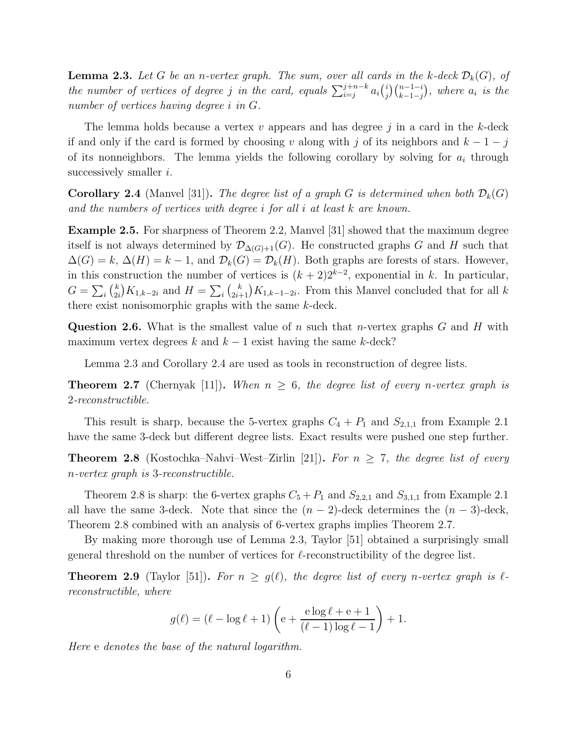**Lemma 2.3.** *Let $G$ be an $n$-vertex graph. The sum, over all cards in the $k$-deck $\mathcal{D}_k(G)$, of the number of vertices of degree $j$ in the card, equals $\sum_{i=j}^{j+n-k} a_i \binom{i}{j}\binom{n-1-i}{k-1-j}$, where $a_i$ is the number of vertices having degree $i$ in $G$.*

The lemma holds because a vertex $v$ appears and has degree $j$ in a card in the $k$-deck if and only if the card is formed by choosing $v$ along with $j$ of its neighbors and $k-1-j$ of its nonneighbors. The lemma yields the following corollary by solving for $a_i$ through successively smaller $i$.

**Corollary 2.4** (Manvel [31])**.** *The degree list of a graph $G$ is determined when both $\mathcal{D}_k(G)$ and the numbers of vertices with degree $i$ for all $i$ at least $k$ are known.*

**Example 2.5.** For sharpness of Theorem 2.2, Manvel [31] showed that the maximum degree itself is not always determined by $\mathcal{D}_{\Delta(G)+1}(G)$. He constructed graphs $G$ and $H$ such that $\Delta(G) = k$, $\Delta(H) = k-1$, and $\mathcal{D}_k(G) = \mathcal{D}_k(H)$. Both graphs are forests of stars. However, in this construction the number of vertices is $(k+2)2^{k-2}$, exponential in $k$. In particular, $G = \sum_i \binom{k}{2i} K_{1,k-2i}$ and $H = \sum_i \binom{k}{2i+1} K_{1,k-1-2i}$. From this Manvel concluded that for all $k$ there exist nonisomorphic graphs with the same $k$-deck.

**Question 2.6.** What is the smallest value of $n$ such that $n$-vertex graphs $G$ and $H$ with maximum vertex degrees $k$ and $k-1$ exist having the same $k$-deck?

Lemma 2.3 and Corollary 2.4 are used as tools in reconstruction of degree lists.

**Theorem 2.7** (Chernyak [11])**.** *When $n \geq 6$, the degree list of every $n$-vertex graph is 2-reconstructible.*

This result is sharp, because the 5-vertex graphs $C_4 + P_1$ and $S_{2,1,1}$ from Example 2.1 have the same 3-deck but different degree lists. Exact results were pushed one step further.

**Theorem 2.8** (Kostochka–Nahvi–West–Zirlin [21])**.** *For $n \geq 7$, the degree list of every $n$-vertex graph is 3-reconstructible.*

Theorem 2.8 is sharp: the 6-vertex graphs $C_5 + P_1$ and $S_{2,2,1}$ and $S_{3,1,1}$ from Example 2.1 all have the same 3-deck. Note that since the $(n-2)$-deck determines the $(n-3)$-deck, Theorem 2.8 combined with an analysis of 6-vertex graphs implies Theorem 2.7.

By making more thorough use of Lemma 2.3, Taylor [51] obtained a surprisingly small general threshold on the number of vertices for $\ell$-reconstructibility of the degree list.

**Theorem 2.9** (Taylor [51])**.** *For $n \geq g(\ell)$, the degree list of every $n$-vertex graph is $\ell$-reconstructible, where*

$$g(\ell) = (\ell - \log \ell + 1)\left(\mathrm{e} + \frac{\mathrm{e}\log \ell + \mathrm{e} + 1}{(\ell-1)\log \ell - 1}\right) + 1.$$

*Here* e *denotes the base of the natural logarithm.*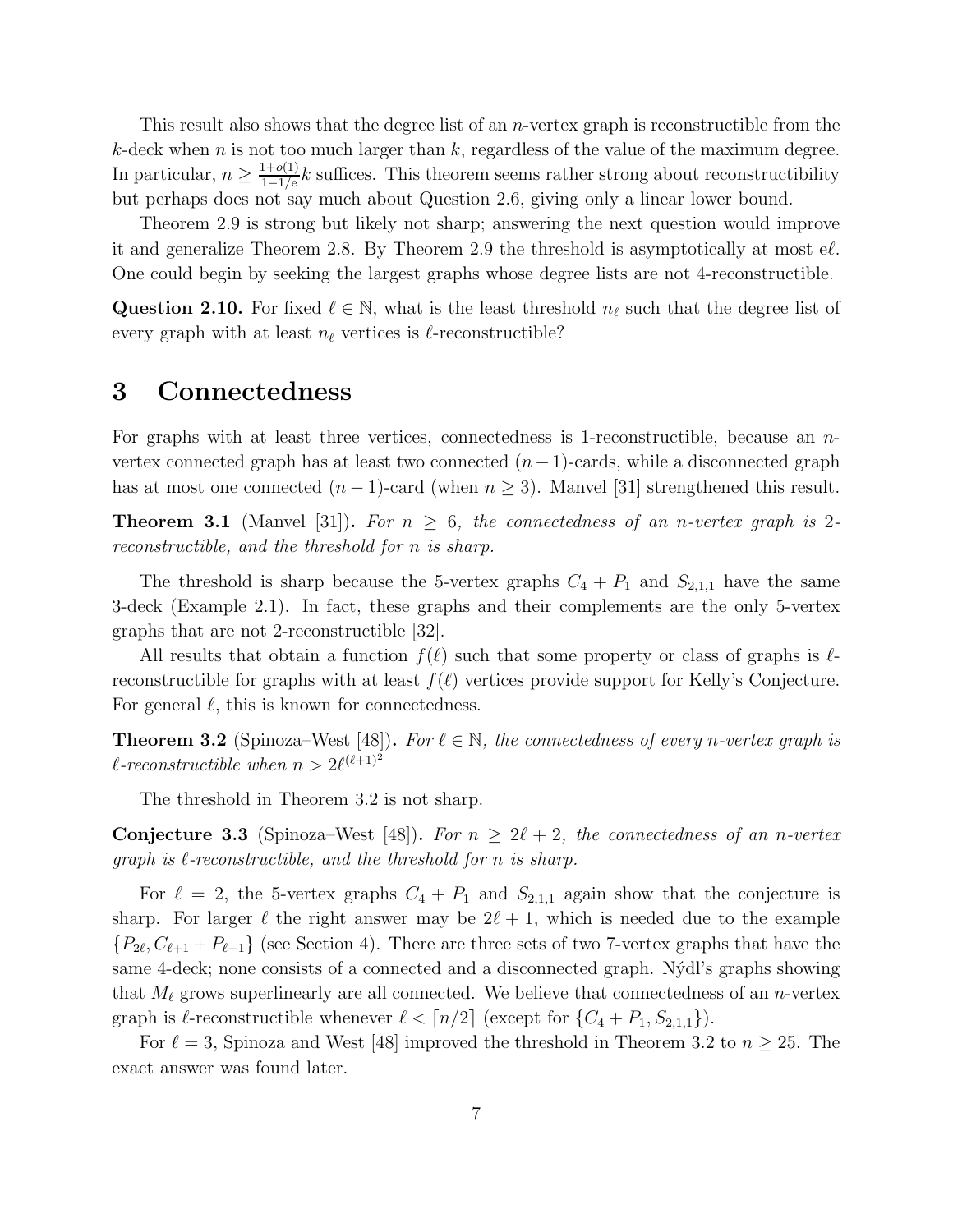This result also shows that the degree list of an $n$-vertex graph is reconstructible from the $k$-deck when $n$ is not too much larger than $k$, regardless of the value of the maximum degree. In particular, $n \geq \frac{1+o(1)}{1-1/\mathrm{e}}k$ suffices. This theorem seems rather strong about reconstructibility but perhaps does not say much about Question 2.6, giving only a linear lower bound.

Theorem 2.9 is strong but likely not sharp; answering the next question would improve it and generalize Theorem 2.8. By Theorem 2.9 the threshold is asymptotically at most $\mathrm{e}\ell$. One could begin by seeking the largest graphs whose degree lists are not 4-reconstructible.

**Question 2.10.** For fixed $\ell \in \mathbb{N}$, what is the least threshold $n_\ell$ such that the degree list of every graph with at least $n_\ell$ vertices is $\ell$-reconstructible?

# 3 Connectedness

For graphs with at least three vertices, connectedness is 1-reconstructible, because an $n$-vertex connected graph has at least two connected $(n-1)$-cards, while a disconnected graph has at most one connected $(n-1)$-card (when $n \geq 3$). Manvel [31] strengthened this result.

**Theorem 3.1** (Manvel [31])**.** *For $n \geq 6$, the connectedness of an $n$-vertex graph is 2-reconstructible, and the threshold for $n$ is sharp.*

The threshold is sharp because the 5-vertex graphs $C_4 + P_1$ and $S_{2,1,1}$ have the same 3-deck (Example 2.1). In fact, these graphs and their complements are the only 5-vertex graphs that are not 2-reconstructible [32].

All results that obtain a function $f(\ell)$ such that some property or class of graphs is $\ell$-reconstructible for graphs with at least $f(\ell)$ vertices provide support for Kelly's Conjecture. For general $\ell$, this is known for connectedness.

**Theorem 3.2** (Spinoza–West [48])**.** *For $\ell \in \mathbb{N}$, the connectedness of every $n$-vertex graph is $\ell$-reconstructible when $n > 2\ell^{(\ell+1)^2}$*

The threshold in Theorem 3.2 is not sharp.

**Conjecture 3.3** (Spinoza–West [48])**.** *For $n \geq 2\ell + 2$, the connectedness of an $n$-vertex graph is $\ell$-reconstructible, and the threshold for $n$ is sharp.*

For $\ell = 2$, the 5-vertex graphs $C_4 + P_1$ and $S_{2,1,1}$ again show that the conjecture is sharp. For larger $\ell$ the right answer may be $2\ell + 1$, which is needed due to the example $\{P_{2\ell}, C_{\ell+1} + P_{\ell-1}\}$ (see Section 4). There are three sets of two 7-vertex graphs that have the same 4-deck; none consists of a connected and a disconnected graph. Nýdl's graphs showing that $M_\ell$ grows superlinearly are all connected. We believe that connectedness of an $n$-vertex graph is $\ell$-reconstructible whenever $\ell < \lceil n/2 \rceil$ (except for $\{C_4 + P_1, S_{2,1,1}\}$).

For $\ell = 3$, Spinoza and West [48] improved the threshold in Theorem 3.2 to $n \geq 25$. The exact answer was found later.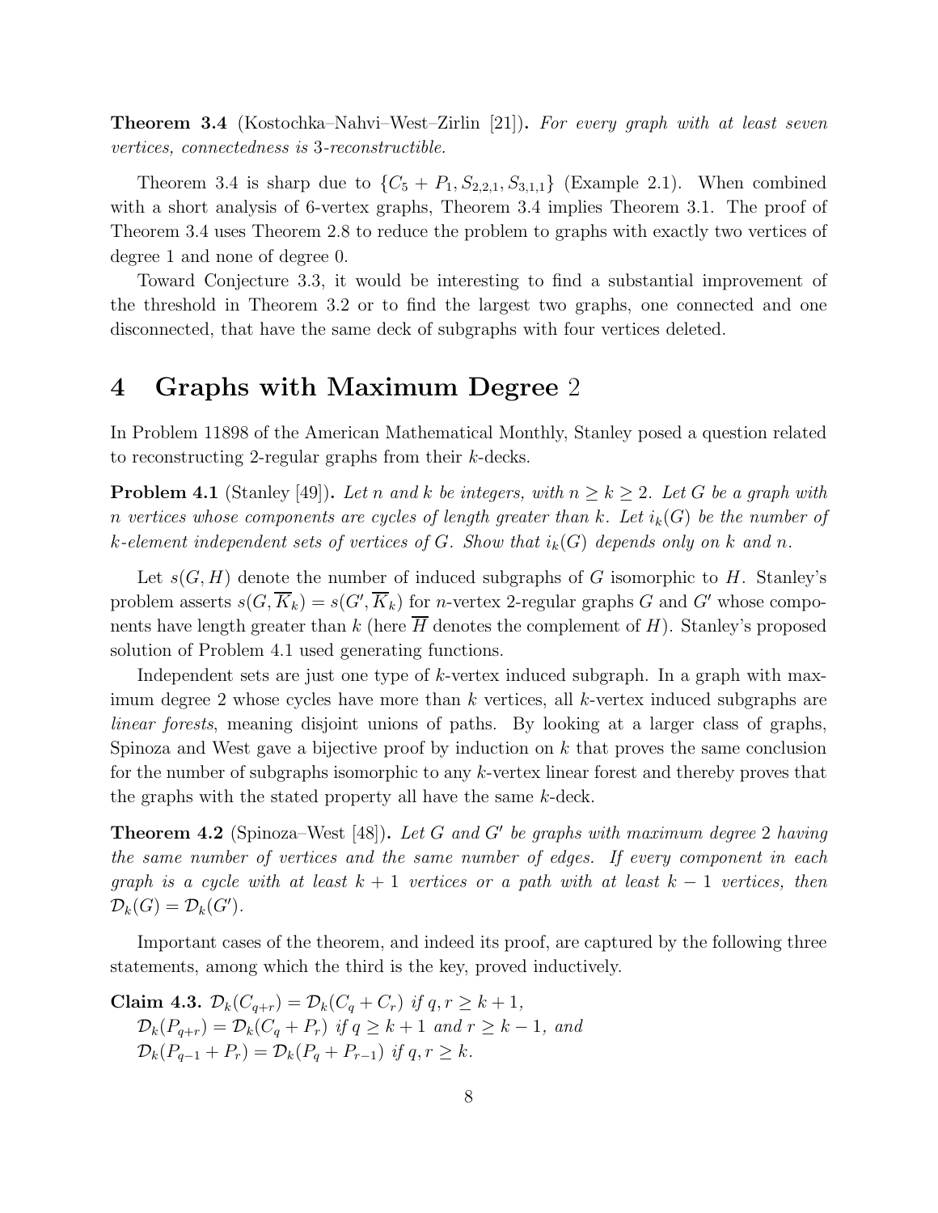**Theorem 3.4** (Kostochka–Nahvi–West–Zirlin [21]). *For every graph with at least seven vertices, connectedness is* 3*-reconstructible.*

Theorem 3.4 is sharp due to $\{C_5 + P_1, S_{2,2,1}, S_{3,1,1}\}$ (Example 2.1). When combined with a short analysis of 6-vertex graphs, Theorem 3.4 implies Theorem 3.1. The proof of Theorem 3.4 uses Theorem 2.8 to reduce the problem to graphs with exactly two vertices of degree 1 and none of degree 0.

Toward Conjecture 3.3, it would be interesting to find a substantial improvement of the threshold in Theorem 3.2 or to find the largest two graphs, one connected and one disconnected, that have the same deck of subgraphs with four vertices deleted.

# 4 Graphs with Maximum Degree 2

In Problem 11898 of the American Mathematical Monthly, Stanley posed a question related to reconstructing 2-regular graphs from their $k$-decks.

**Problem 4.1** (Stanley [49]). *Let $n$ and $k$ be integers, with $n \geq k \geq 2$. Let $G$ be a graph with $n$ vertices whose components are cycles of length greater than $k$. Let $i_k(G)$ be the number of $k$-element independent sets of vertices of $G$. Show that $i_k(G)$ depends only on $k$ and $n$.*

Let $s(G, H)$ denote the number of induced subgraphs of $G$ isomorphic to $H$. Stanley's problem asserts $s(G, \overline{K}_k) = s(G', \overline{K}_k)$ for $n$-vertex 2-regular graphs $G$ and $G'$ whose components have length greater than $k$ (here $\overline{H}$ denotes the complement of $H$). Stanley's proposed solution of Problem 4.1 used generating functions.

Independent sets are just one type of $k$-vertex induced subgraph. In a graph with maximum degree 2 whose cycles have more than $k$ vertices, all $k$-vertex induced subgraphs are *linear forests*, meaning disjoint unions of paths. By looking at a larger class of graphs, Spinoza and West gave a bijective proof by induction on $k$ that proves the same conclusion for the number of subgraphs isomorphic to any $k$-vertex linear forest and thereby proves that the graphs with the stated property all have the same $k$-deck.

**Theorem 4.2** (Spinoza–West [48]). *Let $G$ and $G'$ be graphs with maximum degree 2 having the same number of vertices and the same number of edges. If every component in each graph is a cycle with at least $k + 1$ vertices or a path with at least $k - 1$ vertices, then $\mathcal{D}_k(G) = \mathcal{D}_k(G')$.*

Important cases of the theorem, and indeed its proof, are captured by the following three statements, among which the third is the key, proved inductively.

**Claim 4.3.** $\mathcal{D}_k(C_{q+r}) = \mathcal{D}_k(C_q + C_r)$ *if* $q, r \geq k + 1$,
$\mathcal{D}_k(P_{q+r}) = \mathcal{D}_k(C_q + P_r)$ *if* $q \geq k + 1$ *and* $r \geq k - 1$*, and*
$\mathcal{D}_k(P_{q-1} + P_r) = \mathcal{D}_k(P_q + P_{r-1})$ *if* $q, r \geq k$.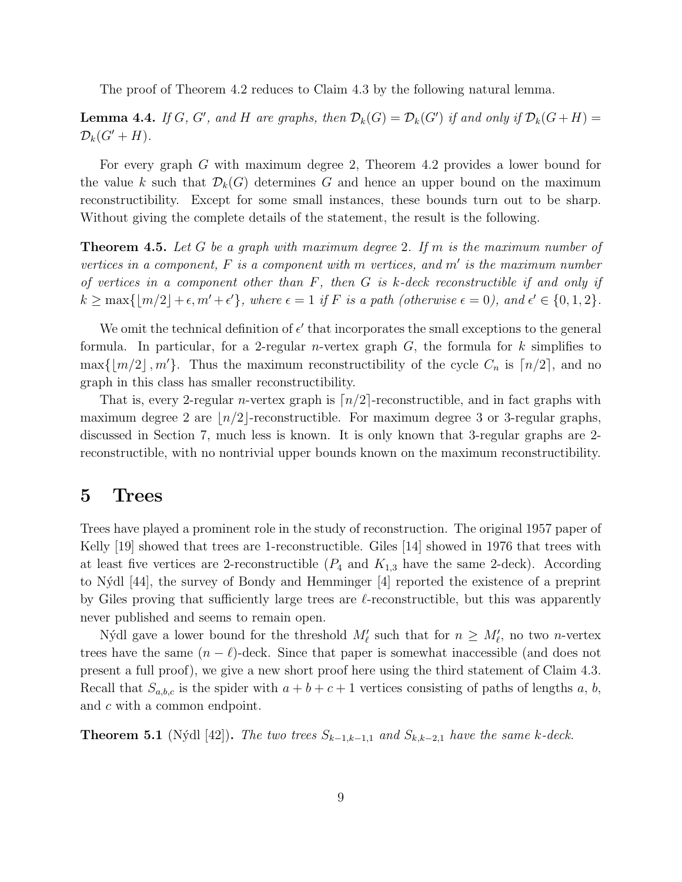The proof of Theorem 4.2 reduces to Claim 4.3 by the following natural lemma.

**Lemma 4.4.** *If $G$, $G'$, and $H$ are graphs, then $\mathcal{D}_k(G) = \mathcal{D}_k(G')$ if and only if $\mathcal{D}_k(G+H) = \mathcal{D}_k(G'+H)$.*

For every graph $G$ with maximum degree 2, Theorem 4.2 provides a lower bound for the value $k$ such that $\mathcal{D}_k(G)$ determines $G$ and hence an upper bound on the maximum reconstructibility. Except for some small instances, these bounds turn out to be sharp. Without giving the complete details of the statement, the result is the following.

**Theorem 4.5.** *Let $G$ be a graph with maximum degree 2. If $m$ is the maximum number of vertices in a component, $F$ is a component with $m$ vertices, and $m'$ is the maximum number of vertices in a component other than $F$, then $G$ is $k$-deck reconstructible if and only if $k \geq \max\{\lfloor m/2 \rfloor + \epsilon, m' + \epsilon'\}$, where $\epsilon = 1$ if $F$ is a path (otherwise $\epsilon = 0$), and $\epsilon' \in \{0, 1, 2\}$.*

We omit the technical definition of $\epsilon'$ that incorporates the small exceptions to the general formula. In particular, for a 2-regular $n$-vertex graph $G$, the formula for $k$ simplifies to $\max\{\lfloor m/2 \rfloor, m'\}$. Thus the maximum reconstructibility of the cycle $C_n$ is $\lceil n/2 \rceil$, and no graph in this class has smaller reconstructibility.

That is, every 2-regular $n$-vertex graph is $\lceil n/2 \rceil$-reconstructible, and in fact graphs with maximum degree 2 are $\lfloor n/2 \rfloor$-reconstructible. For maximum degree 3 or 3-regular graphs, discussed in Section 7, much less is known. It is only known that 3-regular graphs are 2-reconstructible, with no nontrivial upper bounds known on the maximum reconstructibility.

# 5 Trees

Trees have played a prominent role in the study of reconstruction. The original 1957 paper of Kelly [19] showed that trees are 1-reconstructible. Giles [14] showed in 1976 that trees with at least five vertices are 2-reconstructible ($P_4$ and $K_{1,3}$ have the same 2-deck). According to Nýdl [44], the survey of Bondy and Hemminger [4] reported the existence of a preprint by Giles proving that sufficiently large trees are $\ell$-reconstructible, but this was apparently never published and seems to remain open.

Nýdl gave a lower bound for the threshold $M'_\ell$ such that for $n \geq M'_\ell$, no two $n$-vertex trees have the same $(n-\ell)$-deck. Since that paper is somewhat inaccessible (and does not present a full proof), we give a new short proof here using the third statement of Claim 4.3. Recall that $S_{a,b,c}$ is the spider with $a+b+c+1$ vertices consisting of paths of lengths $a$, $b$, and $c$ with a common endpoint.

**Theorem 5.1** (Nýdl [42])**.** *The two trees $S_{k-1,k-1,1}$ and $S_{k,k-2,1}$ have the same $k$-deck.*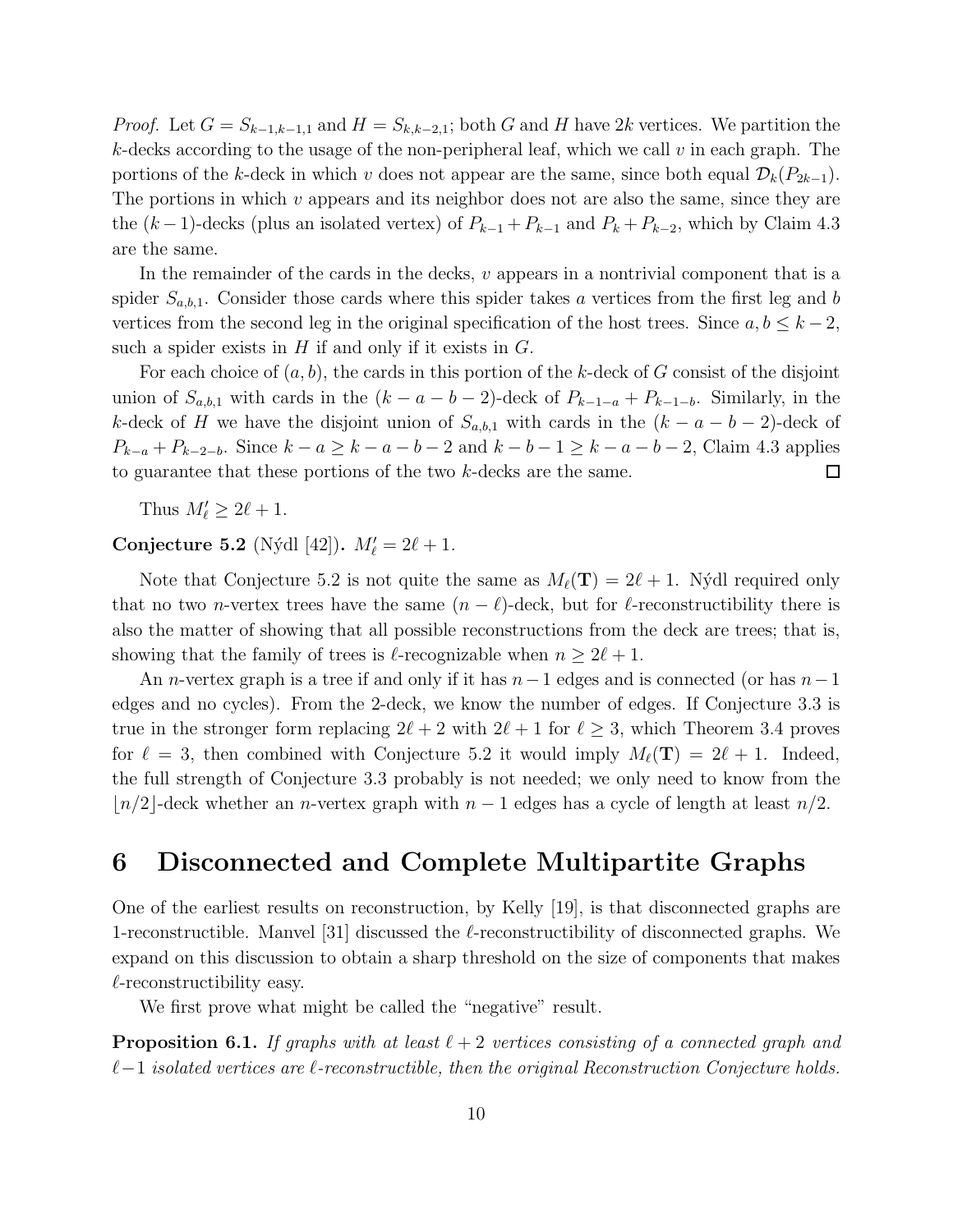*Proof.* Let $G = S_{k-1,k-1,1}$ and $H = S_{k,k-2,1}$; both $G$ and $H$ have $2k$ vertices. We partition the $k$-decks according to the usage of the non-peripheral leaf, which we call $v$ in each graph. The portions of the $k$-deck in which $v$ does not appear are the same, since both equal $\mathcal{D}_k(P_{2k-1})$. The portions in which $v$ appears and its neighbor does not are also the same, since they are the $(k-1)$-decks (plus an isolated vertex) of $P_{k-1} + P_{k-1}$ and $P_k + P_{k-2}$, which by Claim 4.3 are the same.

In the remainder of the cards in the decks, $v$ appears in a nontrivial component that is a spider $S_{a,b,1}$. Consider those cards where this spider takes $a$ vertices from the first leg and $b$ vertices from the second leg in the original specification of the host trees. Since $a, b \leq k-2$, such a spider exists in $H$ if and only if it exists in $G$.

For each choice of $(a, b)$, the cards in this portion of the $k$-deck of $G$ consist of the disjoint union of $S_{a,b,1}$ with cards in the $(k-a-b-2)$-deck of $P_{k-1-a} + P_{k-1-b}$. Similarly, in the $k$-deck of $H$ we have the disjoint union of $S_{a,b,1}$ with cards in the $(k-a-b-2)$-deck of $P_{k-a} + P_{k-2-b}$. Since $k-a \geq k-a-b-2$ and $k-b-1 \geq k-a-b-2$, Claim 4.3 applies to guarantee that these portions of the two $k$-decks are the same. □

Thus $M'_\ell \geq 2\ell + 1$.

**Conjecture 5.2** (Nýdl [42])**.** *$M'_\ell = 2\ell + 1$.*

Note that Conjecture 5.2 is not quite the same as $M_\ell(\mathbf{T}) = 2\ell + 1$. Nýdl required only that no two $n$-vertex trees have the same $(n-\ell)$-deck, but for $\ell$-reconstructibility there is also the matter of showing that all possible reconstructions from the deck are trees; that is, showing that the family of trees is $\ell$-recognizable when $n \geq 2\ell + 1$.

An $n$-vertex graph is a tree if and only if it has $n-1$ edges and is connected (or has $n-1$ edges and no cycles). From the 2-deck, we know the number of edges. If Conjecture 3.3 is true in the stronger form replacing $2\ell + 2$ with $2\ell + 1$ for $\ell \geq 3$, which Theorem 3.4 proves for $\ell = 3$, then combined with Conjecture 5.2 it would imply $M_\ell(\mathbf{T}) = 2\ell + 1$. Indeed, the full strength of Conjecture 3.3 probably is not needed; we only need to know from the $\lfloor n/2 \rfloor$-deck whether an $n$-vertex graph with $n-1$ edges has a cycle of length at least $n/2$.

# 6 Disconnected and Complete Multipartite Graphs

One of the earliest results on reconstruction, by Kelly [19], is that disconnected graphs are 1-reconstructible. Manvel [31] discussed the $\ell$-reconstructibility of disconnected graphs. We expand on this discussion to obtain a sharp threshold on the size of components that makes $\ell$-reconstructibility easy.

We first prove what might be called the "negative" result.

**Proposition 6.1.** *If graphs with at least $\ell + 2$ vertices consisting of a connected graph and $\ell - 1$ isolated vertices are $\ell$-reconstructible, then the original Reconstruction Conjecture holds.*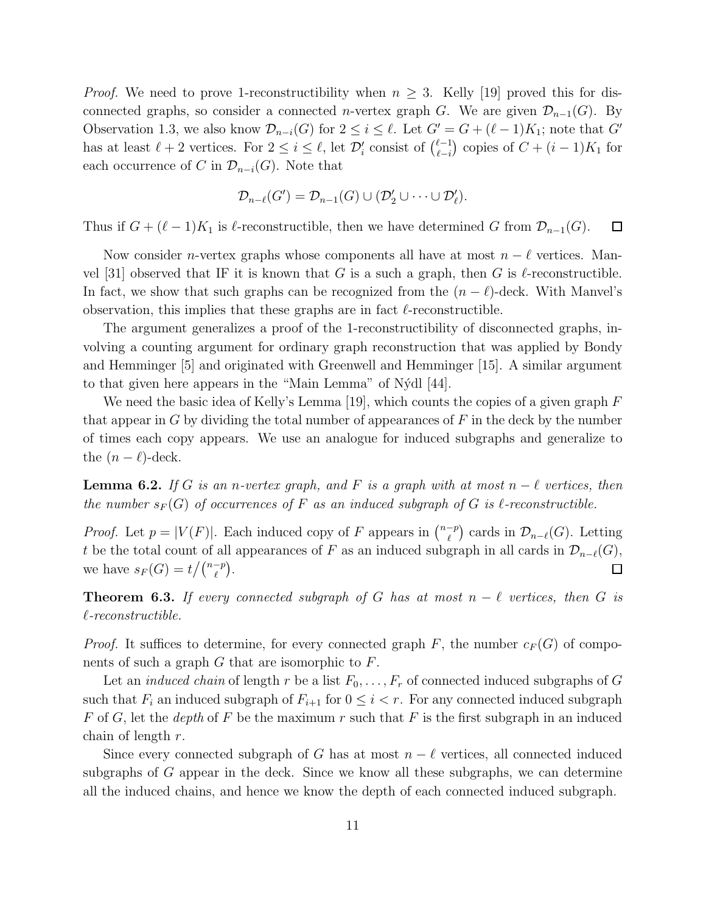*Proof.* We need to prove 1-reconstructibility when $n \geq 3$. Kelly [19] proved this for disconnected graphs, so consider a connected $n$-vertex graph $G$. We are given $\mathcal{D}_{n-1}(G)$. By Observation 1.3, we also know $\mathcal{D}_{n-i}(G)$ for $2 \leq i \leq \ell$. Let $G' = G + (\ell-1)K_1$; note that $G'$ has at least $\ell + 2$ vertices. For $2 \leq i \leq \ell$, let $\mathcal{D}'_i$ consist of $\binom{\ell-1}{\ell-i}$ copies of $C + (i-1)K_1$ for each occurrence of $C$ in $\mathcal{D}_{n-i}(G)$. Note that

$$\mathcal{D}_{n-\ell}(G') = \mathcal{D}_{n-1}(G) \cup (\mathcal{D}'_2 \cup \cdots \cup \mathcal{D}'_\ell).$$

Thus if $G + (\ell-1)K_1$ is $\ell$-reconstructible, then we have determined $G$ from $\mathcal{D}_{n-1}(G)$. $\square$

Now consider $n$-vertex graphs whose components all have at most $n - \ell$ vertices. Manvel [31] observed that IF it is known that $G$ is a such a graph, then $G$ is $\ell$-reconstructible. In fact, we show that such graphs can be recognized from the $(n-\ell)$-deck. With Manvel's observation, this implies that these graphs are in fact $\ell$-reconstructible.

The argument generalizes a proof of the 1-reconstructibility of disconnected graphs, involving a counting argument for ordinary graph reconstruction that was applied by Bondy and Hemminger [5] and originated with Greenwell and Hemminger [15]. A similar argument to that given here appears in the "Main Lemma" of Nýdl [44].

We need the basic idea of Kelly's Lemma [19], which counts the copies of a given graph $F$ that appear in $G$ by dividing the total number of appearances of $F$ in the deck by the number of times each copy appears. We use an analogue for induced subgraphs and generalize to the $(n-\ell)$-deck.

**Lemma 6.2.** *If $G$ is an $n$-vertex graph, and $F$ is a graph with at most $n - \ell$ vertices, then the number $s_F(G)$ of occurrences of $F$ as an induced subgraph of $G$ is $\ell$-reconstructible.*

*Proof.* Let $p = |V(F)|$. Each induced copy of $F$ appears in $\binom{n-p}{\ell}$ cards in $\mathcal{D}_{n-\ell}(G)$. Letting $t$ be the total count of all appearances of $F$ as an induced subgraph in all cards in $\mathcal{D}_{n-\ell}(G)$, we have $s_F(G) = t / \binom{n-p}{\ell}$. $\square$

**Theorem 6.3.** *If every connected subgraph of $G$ has at most $n - \ell$ vertices, then $G$ is $\ell$-reconstructible.*

*Proof.* It suffices to determine, for every connected graph $F$, the number $c_F(G)$ of components of such a graph $G$ that are isomorphic to $F$.

Let an *induced chain* of length $r$ be a list $F_0, \ldots, F_r$ of connected induced subgraphs of $G$ such that $F_i$ an induced subgraph of $F_{i+1}$ for $0 \leq i < r$. For any connected induced subgraph $F$ of $G$, let the *depth* of $F$ be the maximum $r$ such that $F$ is the first subgraph in an induced chain of length $r$.

Since every connected subgraph of $G$ has at most $n - \ell$ vertices, all connected induced subgraphs of $G$ appear in the deck. Since we know all these subgraphs, we can determine all the induced chains, and hence we know the depth of each connected induced subgraph.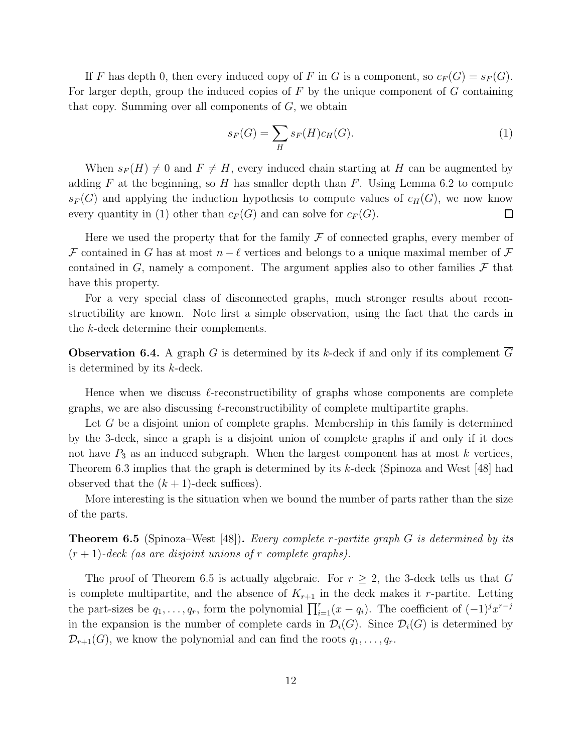If $F$ has depth 0, then every induced copy of $F$ in $G$ is a component, so $c_F(G) = s_F(G)$. For larger depth, group the induced copies of $F$ by the unique component of $G$ containing that copy. Summing over all components of $G$, we obtain

$$s_F(G) = \sum_H s_F(H) c_H(G). \tag{1}$$

When $s_F(H) \neq 0$ and $F \neq H$, every induced chain starting at $H$ can be augmented by adding $F$ at the beginning, so $H$ has smaller depth than $F$. Using Lemma 6.2 to compute $s_F(G)$ and applying the induction hypothesis to compute values of $c_H(G)$, we now know every quantity in (1) other than $c_F(G)$ and can solve for $c_F(G)$. □

Here we used the property that for the family $\mathcal{F}$ of connected graphs, every member of $\mathcal{F}$ contained in $G$ has at most $n - \ell$ vertices and belongs to a unique maximal member of $\mathcal{F}$ contained in $G$, namely a component. The argument applies also to other families $\mathcal{F}$ that have this property.

For a very special class of disconnected graphs, much stronger results about reconstructibility are known. Note first a simple observation, using the fact that the cards in the $k$-deck determine their complements.

**Observation 6.4.** A graph $G$ is determined by its $k$-deck if and only if its complement $\overline{G}$ is determined by its $k$-deck.

Hence when we discuss $\ell$-reconstructibility of graphs whose components are complete graphs, we are also discussing $\ell$-reconstructibility of complete multipartite graphs.

Let $G$ be a disjoint union of complete graphs. Membership in this family is determined by the 3-deck, since a graph is a disjoint union of complete graphs if and only if it does not have $P_3$ as an induced subgraph. When the largest component has at most $k$ vertices, Theorem 6.3 implies that the graph is determined by its $k$-deck (Spinoza and West [48] had observed that the $(k + 1)$-deck suffices).

More interesting is the situation when we bound the number of parts rather than the size of the parts.

**Theorem 6.5** (Spinoza–West [48])**.** *Every complete $r$-partite graph $G$ is determined by its $(r + 1)$-deck (as are disjoint unions of $r$ complete graphs).*

The proof of Theorem 6.5 is actually algebraic. For $r \geq 2$, the 3-deck tells us that $G$ is complete multipartite, and the absence of $K_{r+1}$ in the deck makes it $r$-partite. Letting the part-sizes be $q_1, \ldots, q_r$, form the polynomial $\prod_{i=1}^{r}(x - q_i)$. The coefficient of $(-1)^j x^{r-j}$ in the expansion is the number of complete cards in $\mathcal{D}_i(G)$. Since $\mathcal{D}_i(G)$ is determined by $\mathcal{D}_{r+1}(G)$, we know the polynomial and can find the roots $q_1, \ldots, q_r$.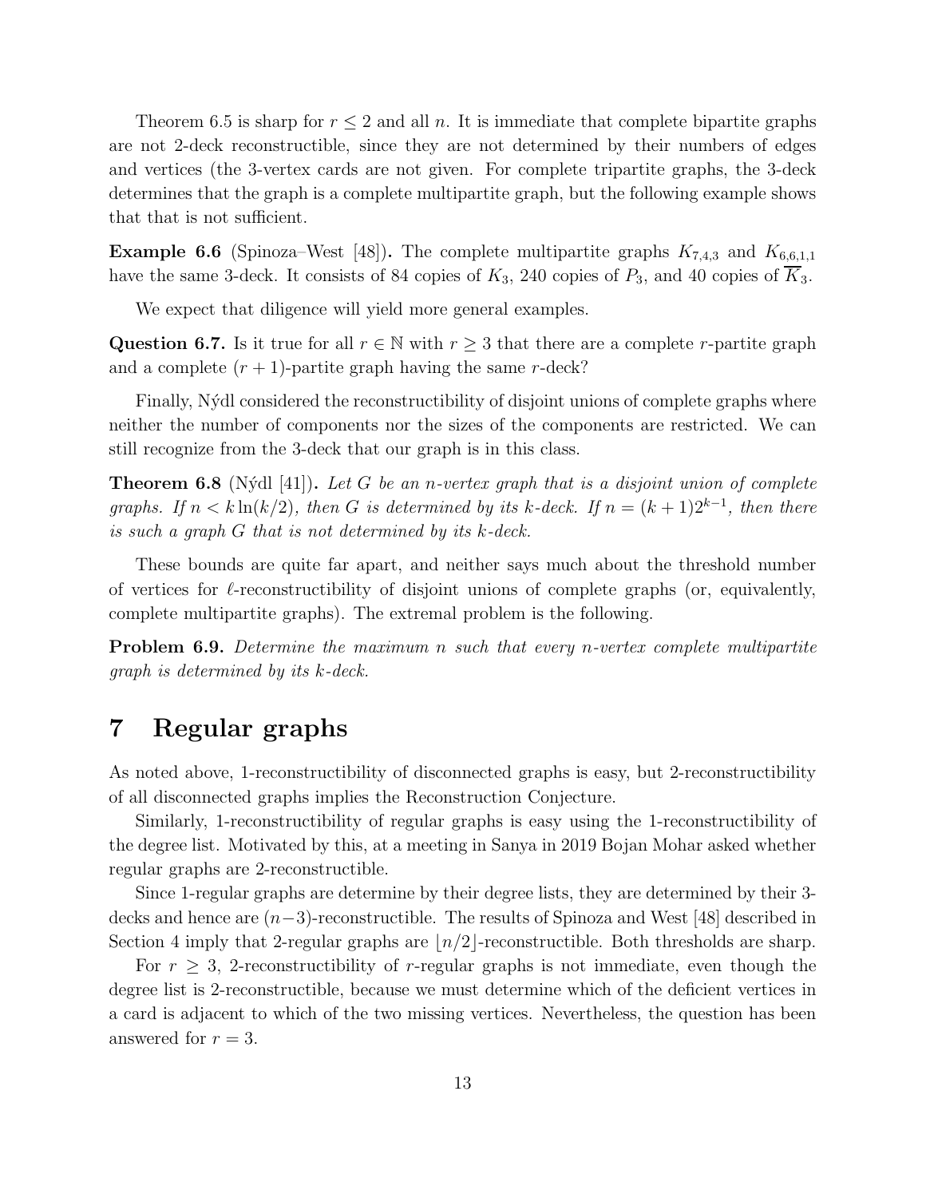Theorem 6.5 is sharp for $r \leq 2$ and all $n$. It is immediate that complete bipartite graphs are not 2-deck reconstructible, since they are not determined by their numbers of edges and vertices (the 3-vertex cards are not given. For complete tripartite graphs, the 3-deck determines that the graph is a complete multipartite graph, but the following example shows that that is not sufficient.

**Example 6.6** (Spinoza–West [48])**.** The complete multipartite graphs $K_{7,4,3}$ and $K_{6,6,1,1}$ have the same 3-deck. It consists of 84 copies of $K_3$, 240 copies of $P_3$, and 40 copies of $\overline{K}_3$.

We expect that diligence will yield more general examples.

**Question 6.7.** Is it true for all $r \in \mathbb{N}$ with $r \geq 3$ that there are a complete $r$-partite graph and a complete $(r+1)$-partite graph having the same $r$-deck?

Finally, Nýdl considered the reconstructibility of disjoint unions of complete graphs where neither the number of components nor the sizes of the components are restricted. We can still recognize from the 3-deck that our graph is in this class.

**Theorem 6.8** (Nýdl [41])**.** *Let $G$ be an $n$-vertex graph that is a disjoint union of complete graphs. If $n < k\ln(k/2)$, then $G$ is determined by its $k$-deck. If $n = (k+1)2^{k-1}$, then there is such a graph $G$ that is not determined by its $k$-deck.*

These bounds are quite far apart, and neither says much about the threshold number of vertices for $\ell$-reconstructibility of disjoint unions of complete graphs (or, equivalently, complete multipartite graphs). The extremal problem is the following.

**Problem 6.9.** *Determine the maximum $n$ such that every $n$-vertex complete multipartite graph is determined by its $k$-deck.*

# 7 Regular graphs

As noted above, 1-reconstructibility of disconnected graphs is easy, but 2-reconstructibility of all disconnected graphs implies the Reconstruction Conjecture.

Similarly, 1-reconstructibility of regular graphs is easy using the 1-reconstructibility of the degree list. Motivated by this, at a meeting in Sanya in 2019 Bojan Mohar asked whether regular graphs are 2-reconstructible.

Since 1-regular graphs are determine by their degree lists, they are determined by their 3-decks and hence are $(n-3)$-reconstructible. The results of Spinoza and West [48] described in Section 4 imply that 2-regular graphs are $\lfloor n/2 \rfloor$-reconstructible. Both thresholds are sharp.

For $r \geq 3$, 2-reconstructibility of $r$-regular graphs is not immediate, even though the degree list is 2-reconstructible, because we must determine which of the deficient vertices in a card is adjacent to which of the two missing vertices. Nevertheless, the question has been answered for $r = 3$.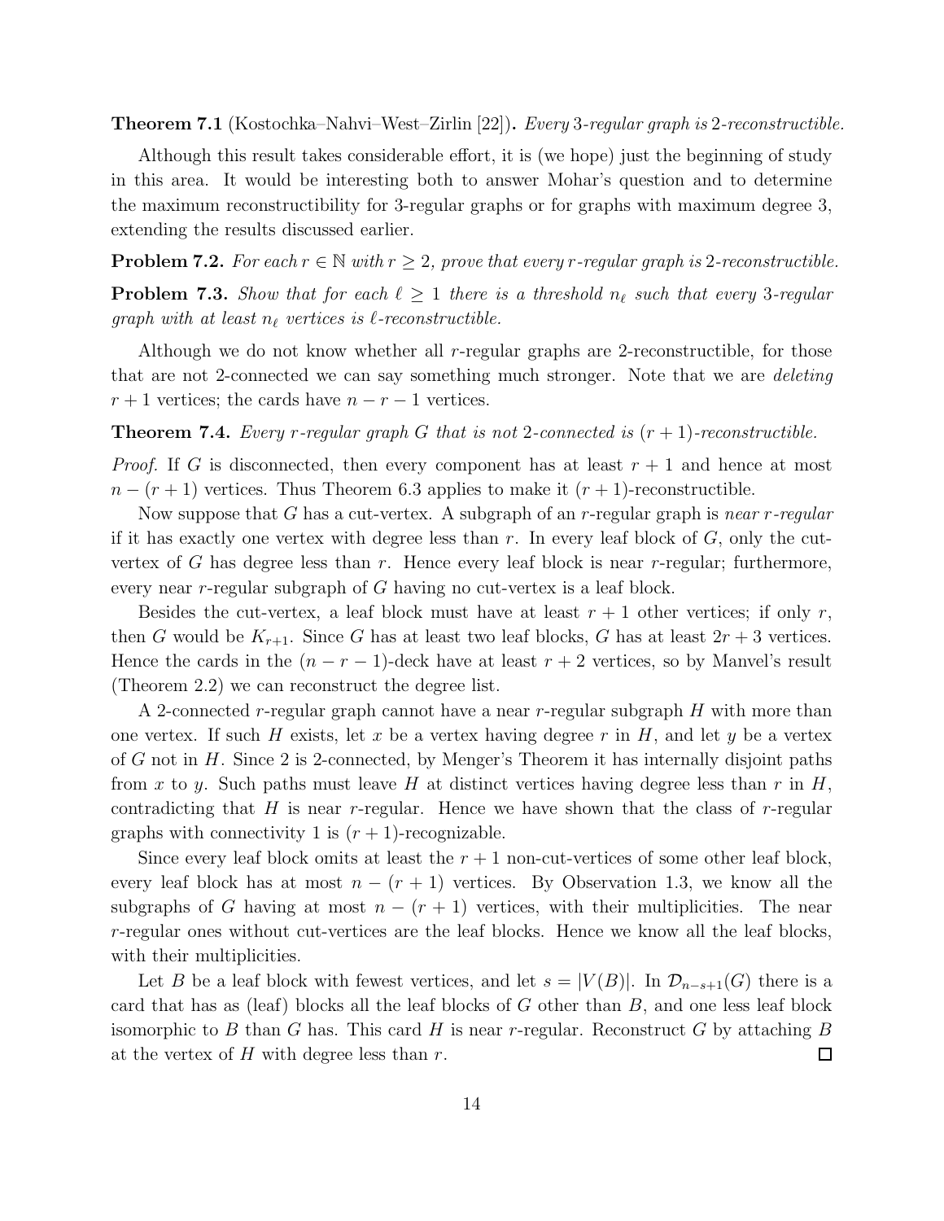**Theorem 7.1** (Kostochka–Nahvi–West–Zirlin [22])**.** *Every 3-regular graph is 2-reconstructible.*

Although this result takes considerable effort, it is (we hope) just the beginning of study in this area. It would be interesting both to answer Mohar's question and to determine the maximum reconstructibility for 3-regular graphs or for graphs with maximum degree 3, extending the results discussed earlier.

**Problem 7.2.** *For each $r \in \mathbb{N}$ with $r \geq 2$, prove that every $r$-regular graph is 2-reconstructible.*

**Problem 7.3.** *Show that for each $\ell \geq 1$ there is a threshold $n_\ell$ such that every 3-regular graph with at least $n_\ell$ vertices is $\ell$-reconstructible.*

Although we do not know whether all $r$-regular graphs are 2-reconstructible, for those that are not 2-connected we can say something much stronger. Note that we are *deleting* $r+1$ vertices; the cards have $n-r-1$ vertices.

**Theorem 7.4.** *Every $r$-regular graph $G$ that is not 2-connected is $(r+1)$-reconstructible.*

*Proof.* If $G$ is disconnected, then every component has at least $r+1$ and hence at most $n-(r+1)$ vertices. Thus Theorem 6.3 applies to make it $(r+1)$-reconstructible.

Now suppose that $G$ has a cut-vertex. A subgraph of an $r$-regular graph is *near $r$-regular* if it has exactly one vertex with degree less than $r$. In every leaf block of $G$, only the cut-vertex of $G$ has degree less than $r$. Hence every leaf block is near $r$-regular; furthermore, every near $r$-regular subgraph of $G$ having no cut-vertex is a leaf block.

Besides the cut-vertex, a leaf block must have at least $r+1$ other vertices; if only $r$, then $G$ would be $K_{r+1}$. Since $G$ has at least two leaf blocks, $G$ has at least $2r+3$ vertices. Hence the cards in the $(n-r-1)$-deck have at least $r+2$ vertices, so by Manvel's result (Theorem 2.2) we can reconstruct the degree list.

A 2-connected $r$-regular graph cannot have a near $r$-regular subgraph $H$ with more than one vertex. If such $H$ exists, let $x$ be a vertex having degree $r$ in $H$, and let $y$ be a vertex of $G$ not in $H$. Since 2 is 2-connected, by Menger's Theorem it has internally disjoint paths from $x$ to $y$. Such paths must leave $H$ at distinct vertices having degree less than $r$ in $H$, contradicting that $H$ is near $r$-regular. Hence we have shown that the class of $r$-regular graphs with connectivity 1 is $(r+1)$-recognizable.

Since every leaf block omits at least the $r+1$ non-cut-vertices of some other leaf block, every leaf block has at most $n-(r+1)$ vertices. By Observation 1.3, we know all the subgraphs of $G$ having at most $n-(r+1)$ vertices, with their multiplicities. The near $r$-regular ones without cut-vertices are the leaf blocks. Hence we know all the leaf blocks, with their multiplicities.

Let $B$ be a leaf block with fewest vertices, and let $s = |V(B)|$. In $\mathcal{D}_{n-s+1}(G)$ there is a card that has as (leaf) blocks all the leaf blocks of $G$ other than $B$, and one less leaf block isomorphic to $B$ than $G$ has. This card $H$ is near $r$-regular. Reconstruct $G$ by attaching $B$ at the vertex of $H$ with degree less than $r$. $\square$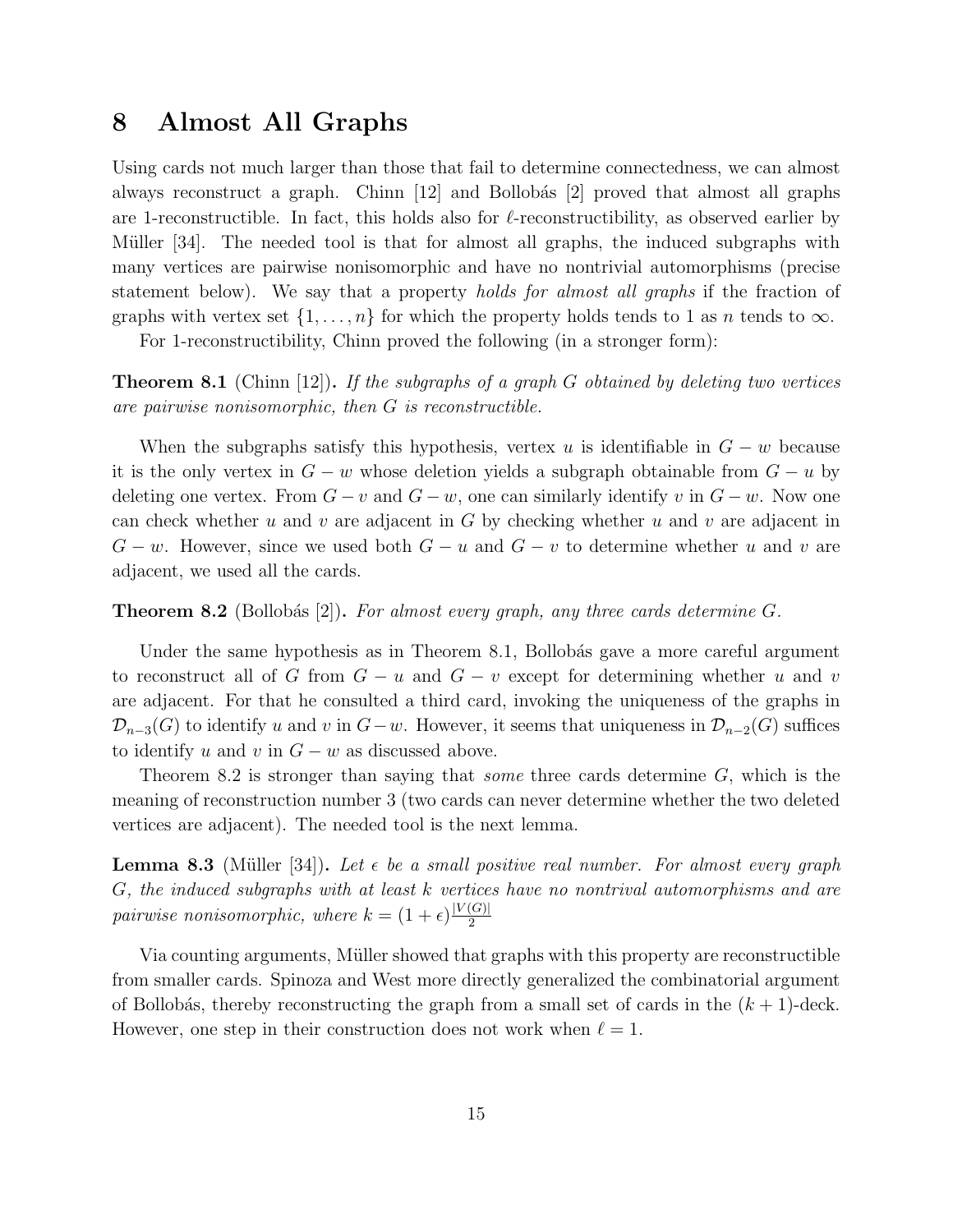# 8 Almost All Graphs

Using cards not much larger than those that fail to determine connectedness, we can almost always reconstruct a graph. Chinn [12] and Bollobás [2] proved that almost all graphs are 1-reconstructible. In fact, this holds also for $\ell$-reconstructibility, as observed earlier by Müller [34]. The needed tool is that for almost all graphs, the induced subgraphs with many vertices are pairwise nonisomorphic and have no nontrivial automorphisms (precise statement below). We say that a property *holds for almost all graphs* if the fraction of graphs with vertex set $\{1, \ldots, n\}$ for which the property holds tends to 1 as $n$ tends to $\infty$.

For 1-reconstructibility, Chinn proved the following (in a stronger form):

**Theorem 8.1** (Chinn [12]). *If the subgraphs of a graph $G$ obtained by deleting two vertices are pairwise nonisomorphic, then $G$ is reconstructible.*

When the subgraphs satisfy this hypothesis, vertex $u$ is identifiable in $G - w$ because it is the only vertex in $G - w$ whose deletion yields a subgraph obtainable from $G - u$ by deleting one vertex. From $G - v$ and $G - w$, one can similarly identify $v$ in $G - w$. Now one can check whether $u$ and $v$ are adjacent in $G$ by checking whether $u$ and $v$ are adjacent in $G - w$. However, since we used both $G - u$ and $G - v$ to determine whether $u$ and $v$ are adjacent, we used all the cards.

**Theorem 8.2** (Bollobás [2]). *For almost every graph, any three cards determine $G$.*

Under the same hypothesis as in Theorem 8.1, Bollobás gave a more careful argument to reconstruct all of $G$ from $G - u$ and $G - v$ except for determining whether $u$ and $v$ are adjacent. For that he consulted a third card, invoking the uniqueness of the graphs in $\mathcal{D}_{n-3}(G)$ to identify $u$ and $v$ in $G - w$. However, it seems that uniqueness in $\mathcal{D}_{n-2}(G)$ suffices to identify $u$ and $v$ in $G - w$ as discussed above.

Theorem 8.2 is stronger than saying that *some* three cards determine $G$, which is the meaning of reconstruction number 3 (two cards can never determine whether the two deleted vertices are adjacent). The needed tool is the next lemma.

**Lemma 8.3** (Müller [34]). *Let $\epsilon$ be a small positive real number. For almost every graph $G$, the induced subgraphs with at least $k$ vertices have no nontrival automorphisms and are pairwise nonisomorphic, where $k = (1 + \epsilon)\frac{|V(G)|}{2}$*

Via counting arguments, Müller showed that graphs with this property are reconstructible from smaller cards. Spinoza and West more directly generalized the combinatorial argument of Bollobás, thereby reconstructing the graph from a small set of cards in the $(k + 1)$-deck. However, one step in their construction does not work when $\ell = 1$.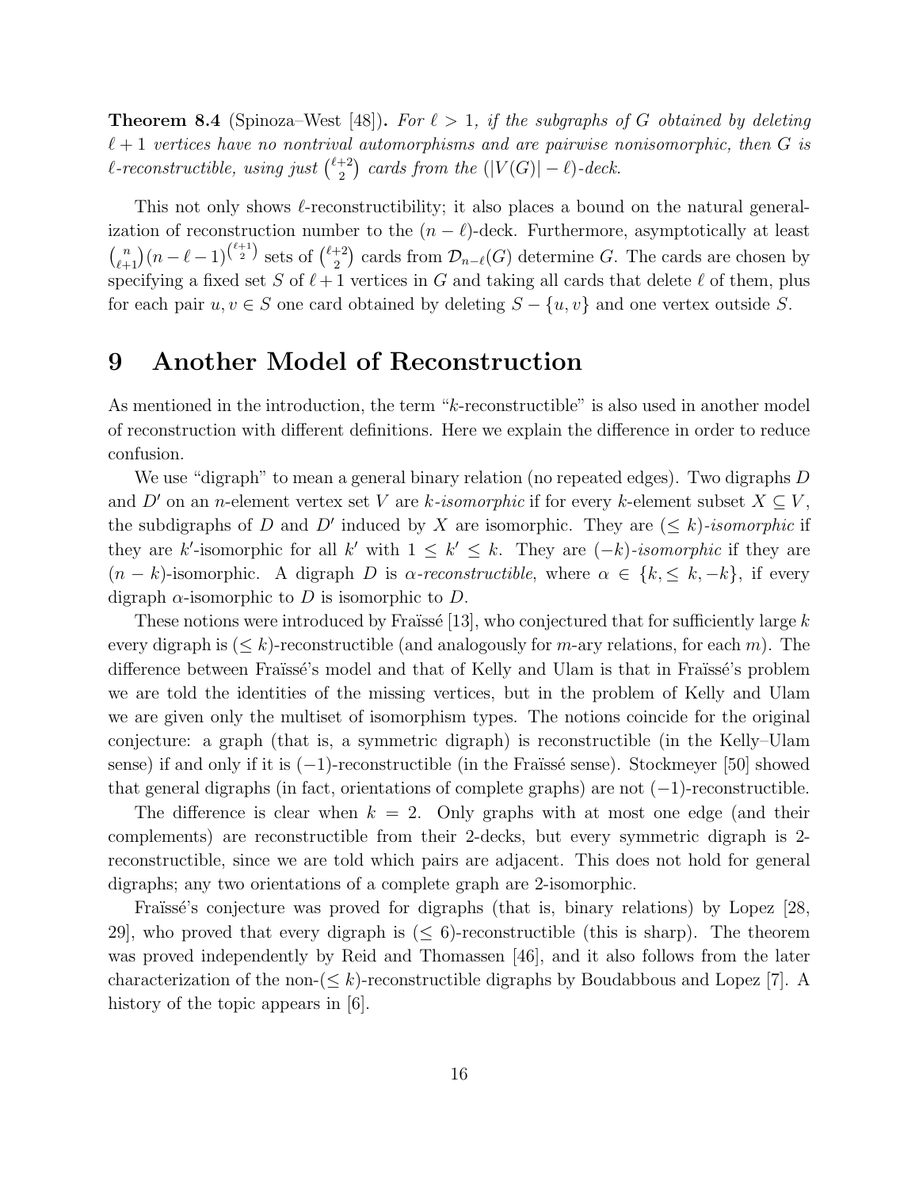**Theorem 8.4** (Spinoza–West [48])**.** *For $\ell > 1$, if the subgraphs of $G$ obtained by deleting $\ell + 1$ vertices have no nontrival automorphisms and are pairwise nonisomorphic, then $G$ is $\ell$-reconstructible, using just $\binom{\ell+2}{2}$ cards from the $(|V(G)| - \ell)$-deck.*

This not only shows $\ell$-reconstructibility; it also places a bound on the natural generalization of reconstruction number to the $(n - \ell)$-deck. Furthermore, asymptotically at least $\binom{n}{\ell+1}(n - \ell - 1)^{\binom{\ell+1}{2}}$ sets of $\binom{\ell+2}{2}$ cards from $\mathcal{D}_{n-\ell}(G)$ determine $G$. The cards are chosen by specifying a fixed set $S$ of $\ell + 1$ vertices in $G$ and taking all cards that delete $\ell$ of them, plus for each pair $u, v \in S$ one card obtained by deleting $S - \{u, v\}$ and one vertex outside $S$.

# 9 Another Model of Reconstruction

As mentioned in the introduction, the term "$k$-reconstructible" is also used in another model of reconstruction with different definitions. Here we explain the difference in order to reduce confusion.

We use "digraph" to mean a general binary relation (no repeated edges). Two digraphs $D$ and $D'$ on an $n$-element vertex set $V$ are *$k$-isomorphic* if for every $k$-element subset $X \subseteq V$, the subdigraphs of $D$ and $D'$ induced by $X$ are isomorphic. They are *$(\leq k)$-isomorphic* if they are $k'$-isomorphic for all $k'$ with $1 \leq k' \leq k$. They are *$(-k)$-isomorphic* if they are $(n - k)$-isomorphic. A digraph $D$ is *$\alpha$-reconstructible*, where $\alpha \in \{k, \leq k, -k\}$, if every digraph $\alpha$-isomorphic to $D$ is isomorphic to $D$.

These notions were introduced by Fraïssé [13], who conjectured that for sufficiently large $k$ every digraph is $(\leq k)$-reconstructible (and analogously for $m$-ary relations, for each $m$). The difference between Fraïssé's model and that of Kelly and Ulam is that in Fraïssé's problem we are told the identities of the missing vertices, but in the problem of Kelly and Ulam we are given only the multiset of isomorphism types. The notions coincide for the original conjecture: a graph (that is, a symmetric digraph) is reconstructible (in the Kelly–Ulam sense) if and only if it is $(-1)$-reconstructible (in the Fraïssé sense). Stockmeyer [50] showed that general digraphs (in fact, orientations of complete graphs) are not $(-1)$-reconstructible.

The difference is clear when $k = 2$. Only graphs with at most one edge (and their complements) are reconstructible from their 2-decks, but every symmetric digraph is 2-reconstructible, since we are told which pairs are adjacent. This does not hold for general digraphs; any two orientations of a complete graph are 2-isomorphic.

Fraïssé's conjecture was proved for digraphs (that is, binary relations) by Lopez [28, 29], who proved that every digraph is $(\leq 6)$-reconstructible (this is sharp). The theorem was proved independently by Reid and Thomassen [46], and it also follows from the later characterization of the non-$(\leq k)$-reconstructible digraphs by Boudabbous and Lopez [7]. A history of the topic appears in [6].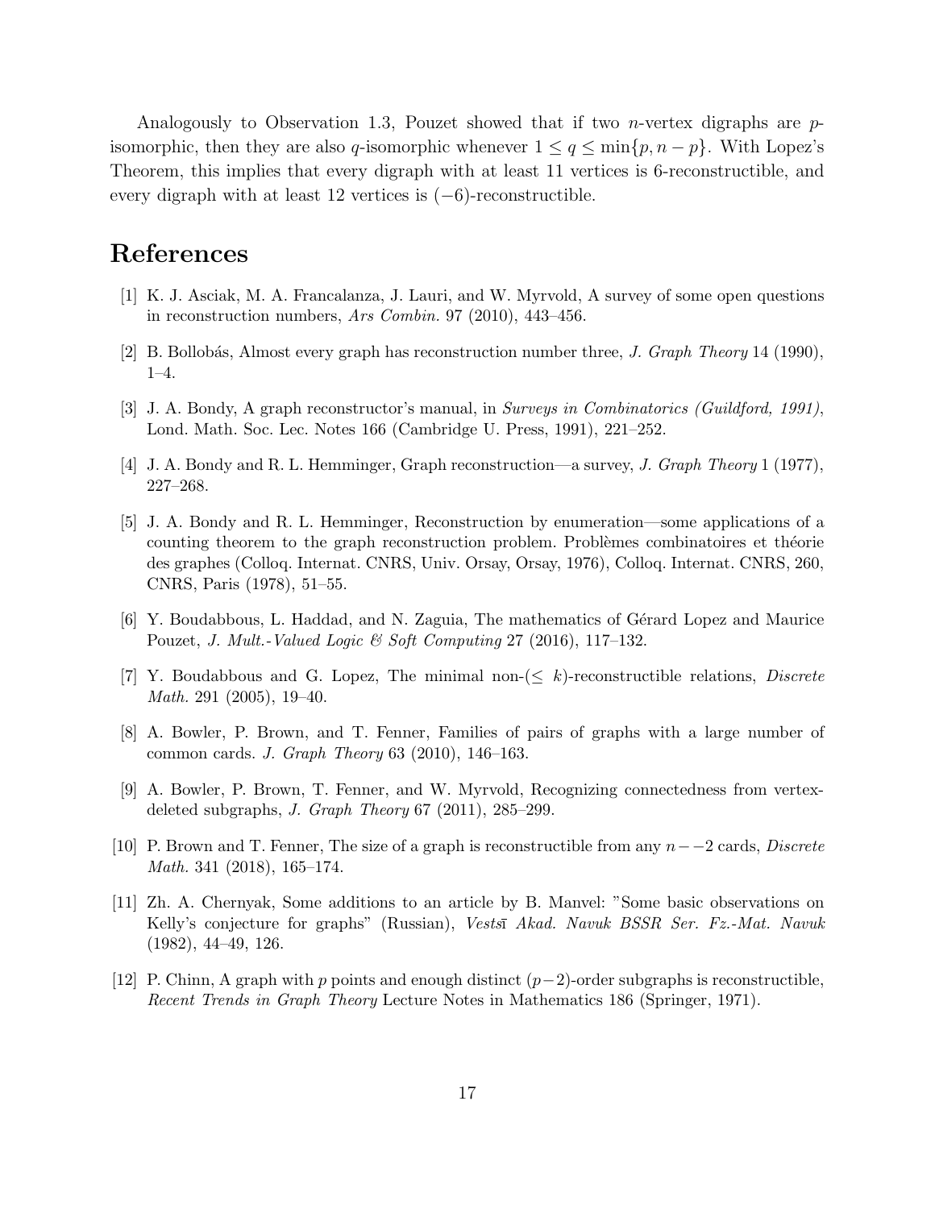Analogously to Observation 1.3, Pouzet showed that if two $n$-vertex digraphs are $p$-isomorphic, then they are also $q$-isomorphic whenever $1 \leq q \leq \min\{p, n-p\}$. With Lopez's Theorem, this implies that every digraph with at least 11 vertices is 6-reconstructible, and every digraph with at least 12 vertices is $(-6)$-reconstructible.

# References

[1] K. J. Asciak, M. A. Francalanza, J. Lauri, and W. Myrvold, A survey of some open questions in reconstruction numbers, *Ars Combin.* 97 (2010), 443–456.

[2] B. Bollobás, Almost every graph has reconstruction number three, *J. Graph Theory* 14 (1990), 1–4.

[3] J. A. Bondy, A graph reconstructor's manual, in *Surveys in Combinatorics (Guildford, 1991)*, Lond. Math. Soc. Lec. Notes 166 (Cambridge U. Press, 1991), 221–252.

[4] J. A. Bondy and R. L. Hemminger, Graph reconstruction—a survey, *J. Graph Theory* 1 (1977), 227–268.

[5] J. A. Bondy and R. L. Hemminger, Reconstruction by enumeration—some applications of a counting theorem to the graph reconstruction problem. Problèmes combinatoires et théorie des graphes (Colloq. Internat. CNRS, Univ. Orsay, Orsay, 1976), Colloq. Internat. CNRS, 260, CNRS, Paris (1978), 51–55.

[6] Y. Boudabbous, L. Haddad, and N. Zaguia, The mathematics of Gérard Lopez and Maurice Pouzet, *J. Mult.-Valued Logic & Soft Computing* 27 (2016), 117–132.

[7] Y. Boudabbous and G. Lopez, The minimal non-($\leq k$)-reconstructible relations, *Discrete Math.* 291 (2005), 19–40.

[8] A. Bowler, P. Brown, and T. Fenner, Families of pairs of graphs with a large number of common cards. *J. Graph Theory* 63 (2010), 146–163.

[9] A. Bowler, P. Brown, T. Fenner, and W. Myrvold, Recognizing connectedness from vertex-deleted subgraphs, *J. Graph Theory* 67 (2011), 285–299.

[10] P. Brown and T. Fenner, The size of a graph is reconstructible from any $n--2$ cards, *Discrete Math.* 341 (2018), 165–174.

[11] Zh. A. Chernyak, Some additions to an article by B. Manvel: "Some basic observations on Kelly's conjecture for graphs" (Russian), *Vestsī Akad. Navuk BSSR Ser. Fz.-Mat. Navuk* (1982), 44–49, 126.

[12] P. Chinn, A graph with $p$ points and enough distinct $(p-2)$-order subgraphs is reconstructible, *Recent Trends in Graph Theory* Lecture Notes in Mathematics 186 (Springer, 1971).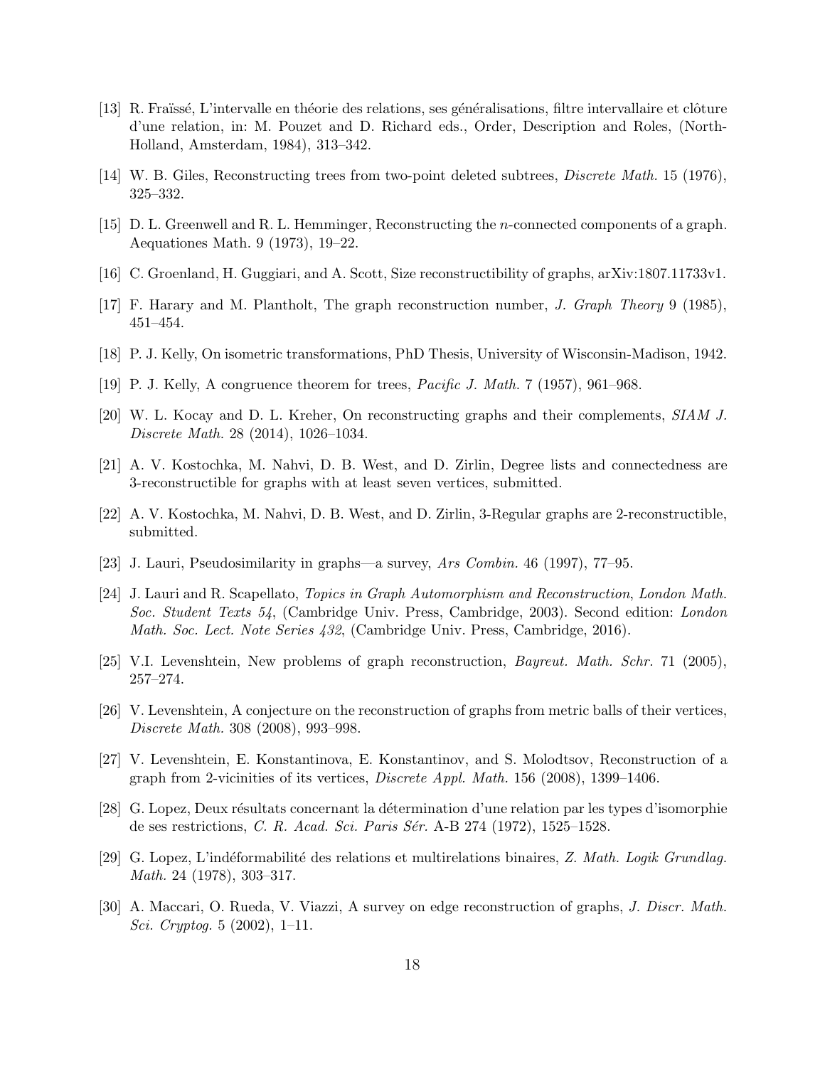[13] R. Fraïssé, L'intervalle en théorie des relations, ses généralisations, filtre intervallaire et clôture d'une relation, in: M. Pouzet and D. Richard eds., Order, Description and Roles, (North-Holland, Amsterdam, 1984), 313–342.

[14] W. B. Giles, Reconstructing trees from two-point deleted subtrees, *Discrete Math.* 15 (1976), 325–332.

[15] D. L. Greenwell and R. L. Hemminger, Reconstructing the $n$-connected components of a graph. Aequationes Math. 9 (1973), 19–22.

[16] C. Groenland, H. Guggiari, and A. Scott, Size reconstructibility of graphs, arXiv:1807.11733v1.

[17] F. Harary and M. Plantholt, The graph reconstruction number, *J. Graph Theory* 9 (1985), 451–454.

[18] P. J. Kelly, On isometric transformations, PhD Thesis, University of Wisconsin-Madison, 1942.

[19] P. J. Kelly, A congruence theorem for trees, *Pacific J. Math.* 7 (1957), 961–968.

[20] W. L. Kocay and D. L. Kreher, On reconstructing graphs and their complements, *SIAM J. Discrete Math.* 28 (2014), 1026–1034.

[21] A. V. Kostochka, M. Nahvi, D. B. West, and D. Zirlin, Degree lists and connectedness are 3-reconstructible for graphs with at least seven vertices, submitted.

[22] A. V. Kostochka, M. Nahvi, D. B. West, and D. Zirlin, 3-Regular graphs are 2-reconstructible, submitted.

[23] J. Lauri, Pseudosimilarity in graphs—a survey, *Ars Combin.* 46 (1997), 77–95.

[24] J. Lauri and R. Scapellato, *Topics in Graph Automorphism and Reconstruction*, *London Math. Soc. Student Texts 54*, (Cambridge Univ. Press, Cambridge, 2003). Second edition: *London Math. Soc. Lect. Note Series 432*, (Cambridge Univ. Press, Cambridge, 2016).

[25] V.I. Levenshtein, New problems of graph reconstruction, *Bayreut. Math. Schr.* 71 (2005), 257–274.

[26] V. Levenshtein, A conjecture on the reconstruction of graphs from metric balls of their vertices, *Discrete Math.* 308 (2008), 993–998.

[27] V. Levenshtein, E. Konstantinova, E. Konstantinov, and S. Molodtsov, Reconstruction of a graph from 2-vicinities of its vertices, *Discrete Appl. Math.* 156 (2008), 1399–1406.

[28] G. Lopez, Deux résultats concernant la détermination d'une relation par les types d'isomorphie de ses restrictions, *C. R. Acad. Sci. Paris Sér.* A-B 274 (1972), 1525–1528.

[29] G. Lopez, L'indéformabilité des relations et multirelations binaires, *Z. Math. Logik Grundlag. Math.* 24 (1978), 303–317.

[30] A. Maccari, O. Rueda, V. Viazzi, A survey on edge reconstruction of graphs, *J. Discr. Math. Sci. Cryptog.* 5 (2002), 1–11.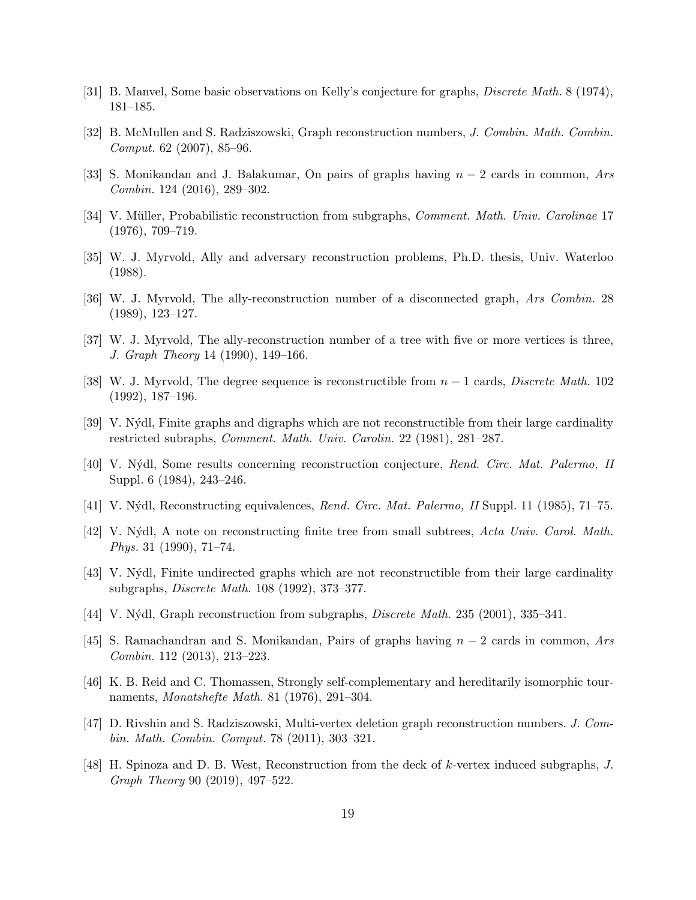[31] B. Manvel, Some basic observations on Kelly's conjecture for graphs, *Discrete Math.* 8 (1974), 181–185.

[32] B. McMullen and S. Radziszowski, Graph reconstruction numbers, *J. Combin. Math. Combin. Comput.* 62 (2007), 85–96.

[33] S. Monikandan and J. Balakumar, On pairs of graphs having $n-2$ cards in common, *Ars Combin.* 124 (2016), 289–302.

[34] V. Müller, Probabilistic reconstruction from subgraphs, *Comment. Math. Univ. Carolinae* 17 (1976), 709–719.

[35] W. J. Myrvold, Ally and adversary reconstruction problems, Ph.D. thesis, Univ. Waterloo (1988).

[36] W. J. Myrvold, The ally-reconstruction number of a disconnected graph, *Ars Combin.* 28 (1989), 123–127.

[37] W. J. Myrvold, The ally-reconstruction number of a tree with five or more vertices is three, *J. Graph Theory* 14 (1990), 149–166.

[38] W. J. Myrvold, The degree sequence is reconstructible from $n-1$ cards, *Discrete Math.* 102 (1992), 187–196.

[39] V. Nýdl, Finite graphs and digraphs which are not reconstructible from their large cardinality restricted subraphs, *Comment. Math. Univ. Carolin.* 22 (1981), 281–287.

[40] V. Nýdl, Some results concerning reconstruction conjecture, *Rend. Circ. Mat. Palermo, II* Suppl. 6 (1984), 243–246.

[41] V. Nýdl, Reconstructing equivalences, *Rend. Circ. Mat. Palermo, II* Suppl. 11 (1985), 71–75.

[42] V. Nýdl, A note on reconstructing finite tree from small subtrees, *Acta Univ. Carol. Math. Phys.* 31 (1990), 71–74.

[43] V. Nýdl, Finite undirected graphs which are not reconstructible from their large cardinality subgraphs, *Discrete Math.* 108 (1992), 373–377.

[44] V. Nýdl, Graph reconstruction from subgraphs, *Discrete Math.* 235 (2001), 335–341.

[45] S. Ramachandran and S. Monikandan, Pairs of graphs having $n-2$ cards in common, *Ars Combin.* 112 (2013), 213–223.

[46] K. B. Reid and C. Thomassen, Strongly self-complementary and hereditarily isomorphic tournaments, *Monatshefte Math.* 81 (1976), 291–304.

[47] D. Rivshin and S. Radziszowski, Multi-vertex deletion graph reconstruction numbers. *J. Combin. Math. Combin. Comput.* 78 (2011), 303–321.

[48] H. Spinoza and D. B. West, Reconstruction from the deck of $k$-vertex induced subgraphs, *J. Graph Theory* 90 (2019), 497–522.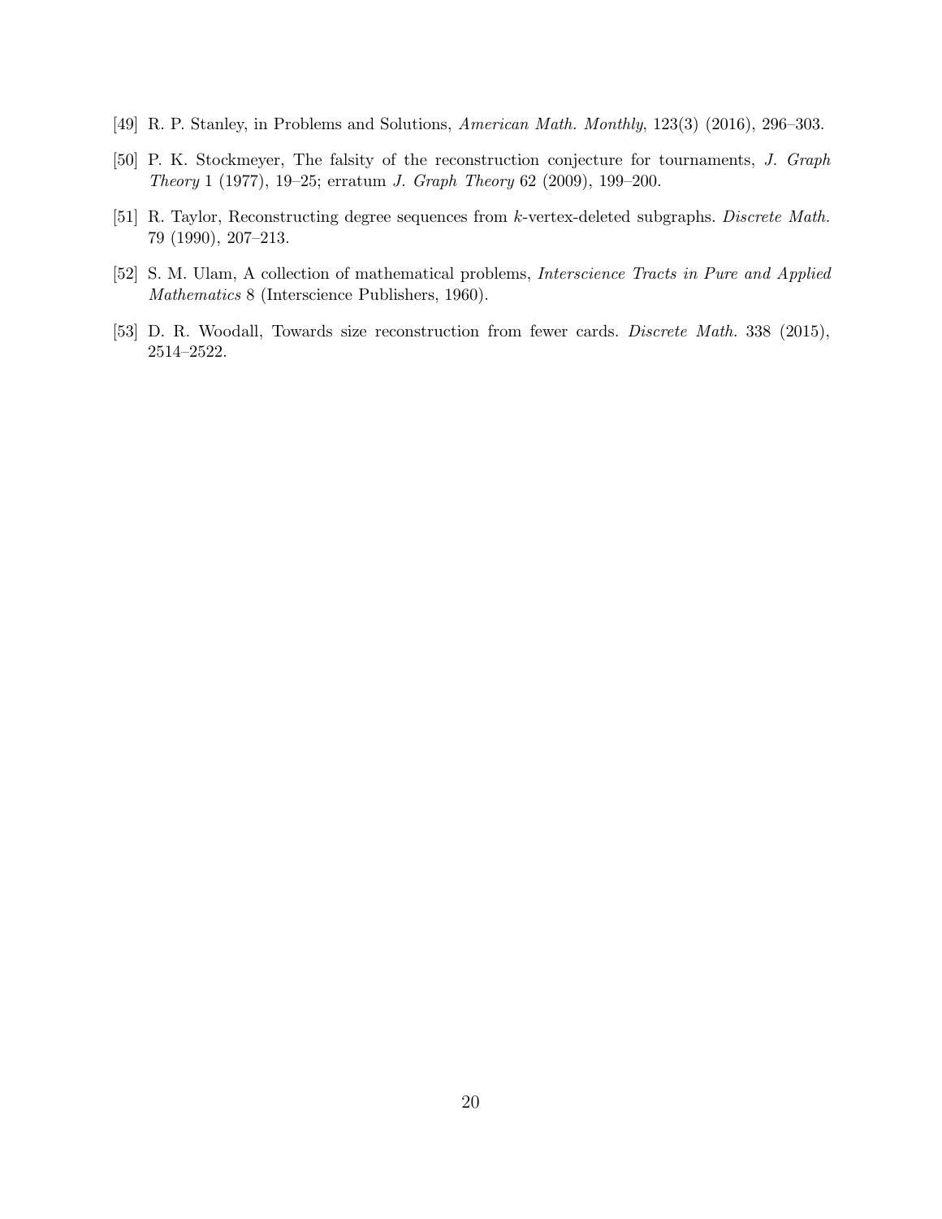[49] R. P. Stanley, in Problems and Solutions, *American Math. Monthly*, 123(3) (2016), 296–303.

[50] P. K. Stockmeyer, The falsity of the reconstruction conjecture for tournaments, *J. Graph Theory* 1 (1977), 19–25; erratum *J. Graph Theory* 62 (2009), 199–200.

[51] R. Taylor, Reconstructing degree sequences from $k$-vertex-deleted subgraphs. *Discrete Math.* 79 (1990), 207–213.

[52] S. M. Ulam, A collection of mathematical problems, *Interscience Tracts in Pure and Applied Mathematics* 8 (Interscience Publishers, 1960).

[53] D. R. Woodall, Towards size reconstruction from fewer cards. *Discrete Math.* 338 (2015), 2514–2522.